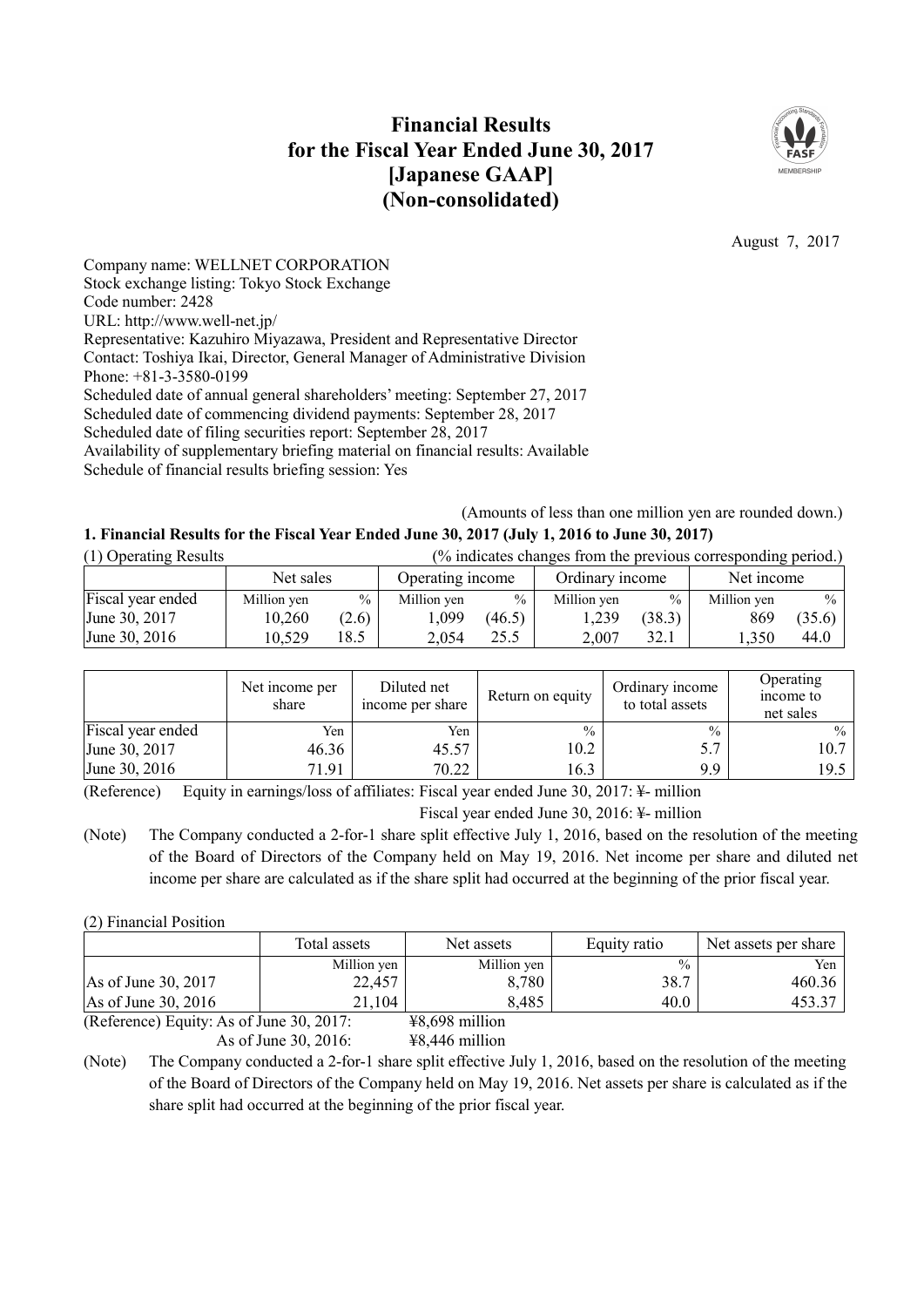# Financial Results for the Fiscal Year Ended June 30, 2017 [Japanese GAAP] (Non-consolidated)

August 7, 2017

Company name: WELLNET CORPORATION
Stock exchange listing: Tokyo Stock Exchange
Code number: 2428
URL: http://www.well-net.jp/
Representative: Kazuhiro Miyazawa, President and Representative Director
Contact: Toshiya Ikai, Director, General Manager of Administrative Division
Phone: +81-3-3580-0199
Scheduled date of annual general shareholders' meeting: September 27, 2017
Scheduled date of commencing dividend payments: September 28, 2017
Scheduled date of filing securities report: September 28, 2017
Availability of supplementary briefing material on financial results: Available
Schedule of financial results briefing session: Yes

(Amounts of less than one million yen are rounded down.)

## 1. Financial Results for the Fiscal Year Ended June 30, 2017 (July 1, 2016 to June 30, 2017)

(1) Operating Results (% indicates changes from the previous corresponding period.)

| | Net sales | | Operating income | | Ordinary income | | Net income | |
|---|---|---|---|---|---|---|---|---|
| Fiscal year ended | Million yen | % | Million yen | % | Million yen | % | Million yen | % |
| June 30, 2017 | 10,260 | (2.6) | 1,099 | (46.5) | 1,239 | (38.3) | 869 | (35.6) |
| June 30, 2016 | 10,529 | 18.5 | 2,054 | 25.5 | 2,007 | 32.1 | 1,350 | 44.0 |

| | Net income per share | Diluted net income per share | Return on equity | Ordinary income to total assets | Operating income to net sales |
|---|---|---|---|---|---|
| Fiscal year ended | Yen | Yen | % | % | % |
| June 30, 2017 | 46.36 | 45.57 | 10.2 | 5.7 | 10.7 |
| June 30, 2016 | 71.91 | 70.22 | 16.3 | 9.9 | 19.5 |

(Reference) Equity in earnings/loss of affiliates: Fiscal year ended June 30, 2017: ¥- million
Fiscal year ended June 30, 2016: ¥- million

(Note) The Company conducted a 2-for-1 share split effective July 1, 2016, based on the resolution of the meeting of the Board of Directors of the Company held on May 19, 2016. Net income per share and diluted net income per share are calculated as if the share split had occurred at the beginning of the prior fiscal year.

(2) Financial Position

| | Total assets | Net assets | Equity ratio | Net assets per share |
|---|---|---|---|---|
| | Million yen | Million yen | % | Yen |
| As of June 30, 2017 | 22,457 | 8,780 | 38.7 | 460.36 |
| As of June 30, 2016 | 21,104 | 8,485 | 40.0 | 453.37 |

(Reference) Equity: As of June 30, 2017: ¥8,698 million
As of June 30, 2016: ¥8,446 million

(Note) The Company conducted a 2-for-1 share split effective July 1, 2016, based on the resolution of the meeting of the Board of Directors of the Company held on May 19, 2016. Net assets per share is calculated as if the share split had occurred at the beginning of the prior fiscal year.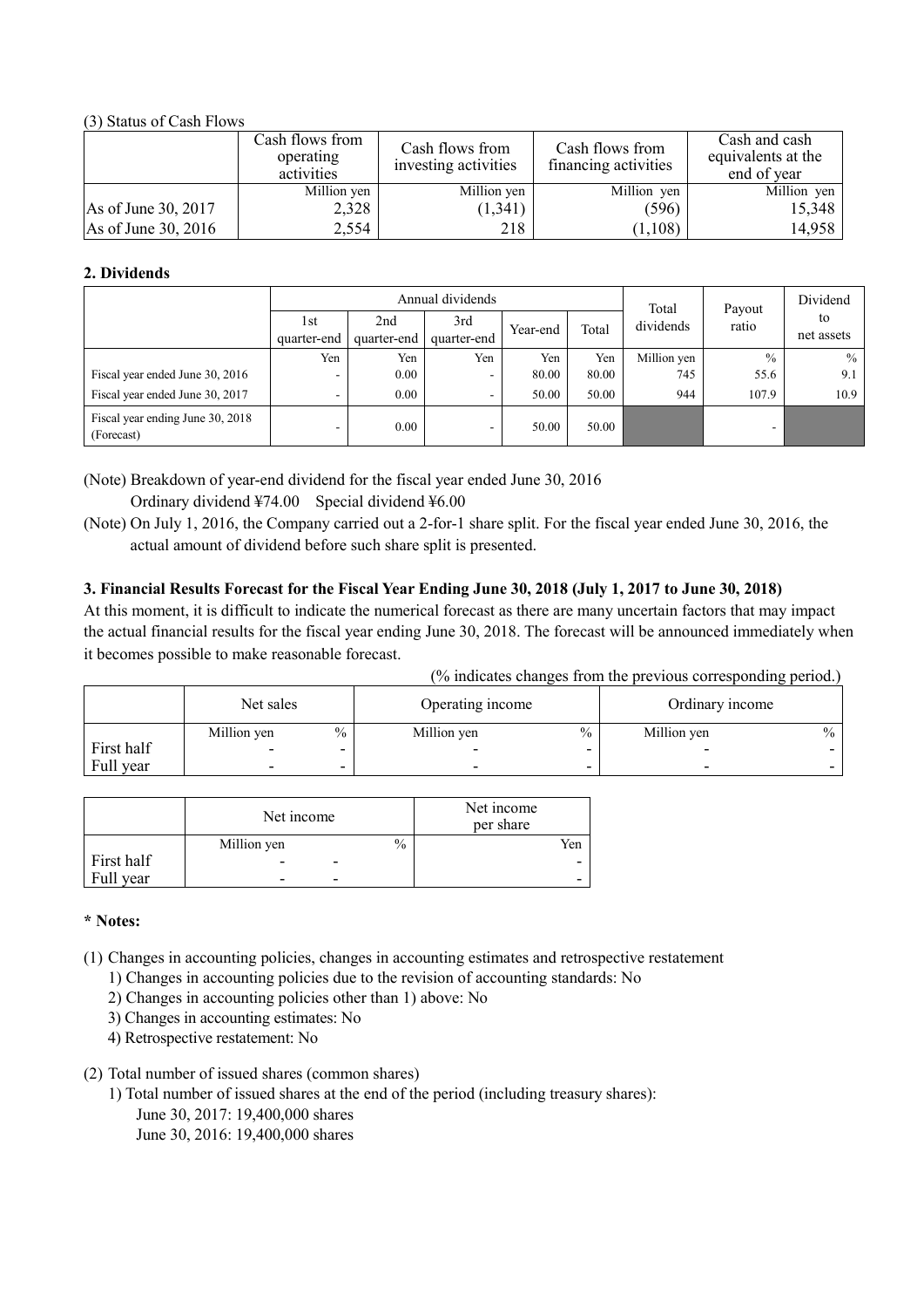(3) Status of Cash Flows

| | Cash flows from operating activities | Cash flows from investing activities | Cash flows from financing activities | Cash and cash equivalents at the end of year |
|---|---|---|---|---|
| | Million yen | Million yen | Million yen | Million yen |
| As of June 30, 2017 | 2,328 | (1,341) | (596) | 15,348 |
| As of June 30, 2016 | 2,554 | 218 | (1,108) | 14,958 |

**2. Dividends**

| | Annual dividends | | | | | Total dividends | Payout ratio | Dividend to net assets |
|---|---|---|---|---|---|---|---|---|
| | 1st quarter-end | 2nd quarter-end | 3rd quarter-end | Year-end | Total | | | |
| | Yen | Yen | Yen | Yen | Yen | Million yen | % | % |
| Fiscal year ended June 30, 2016 | - | 0.00 | - | 80.00 | 80.00 | 745 | 55.6 | 9.1 |
| Fiscal year ended June 30, 2017 | - | 0.00 | - | 50.00 | 50.00 | 944 | 107.9 | 10.9 |
| Fiscal year ending June 30, 2018 (Forecast) | - | 0.00 | - | 50.00 | 50.00 | | - | |

(Note) Breakdown of year-end dividend for the fiscal year ended June 30, 2016
Ordinary dividend ¥74.00 Special dividend ¥6.00

(Note) On July 1, 2016, the Company carried out a 2-for-1 share split. For the fiscal year ended June 30, 2016, the actual amount of dividend before such share split is presented.

**3. Financial Results Forecast for the Fiscal Year Ending June 30, 2018 (July 1, 2017 to June 30, 2018)**

At this moment, it is difficult to indicate the numerical forecast as there are many uncertain factors that may impact the actual financial results for the fiscal year ending June 30, 2018. The forecast will be announced immediately when it becomes possible to make reasonable forecast.

(% indicates changes from the previous corresponding period.)

| | Net sales | | Operating income | | Ordinary income | |
|---|---|---|---|---|---|---|
| | Million yen | % | Million yen | % | Million yen | % |
| First half | - | - | - | - | - | - |
| Full year | - | - | - | - | - | - |

| | Net income | | Net income per share |
|---|---|---|---|
| | Million yen | % | Yen |
| First half | - | - | - |
| Full year | - | - | - |

**\* Notes:**

(1) Changes in accounting policies, changes in accounting estimates and retrospective restatement
 1) Changes in accounting policies due to the revision of accounting standards: No
 2) Changes in accounting policies other than 1) above: No
 3) Changes in accounting estimates: No
 4) Retrospective restatement: No

(2) Total number of issued shares (common shares)
 1) Total number of issued shares at the end of the period (including treasury shares):
 June 30, 2017: 19,400,000 shares
 June 30, 2016: 19,400,000 shares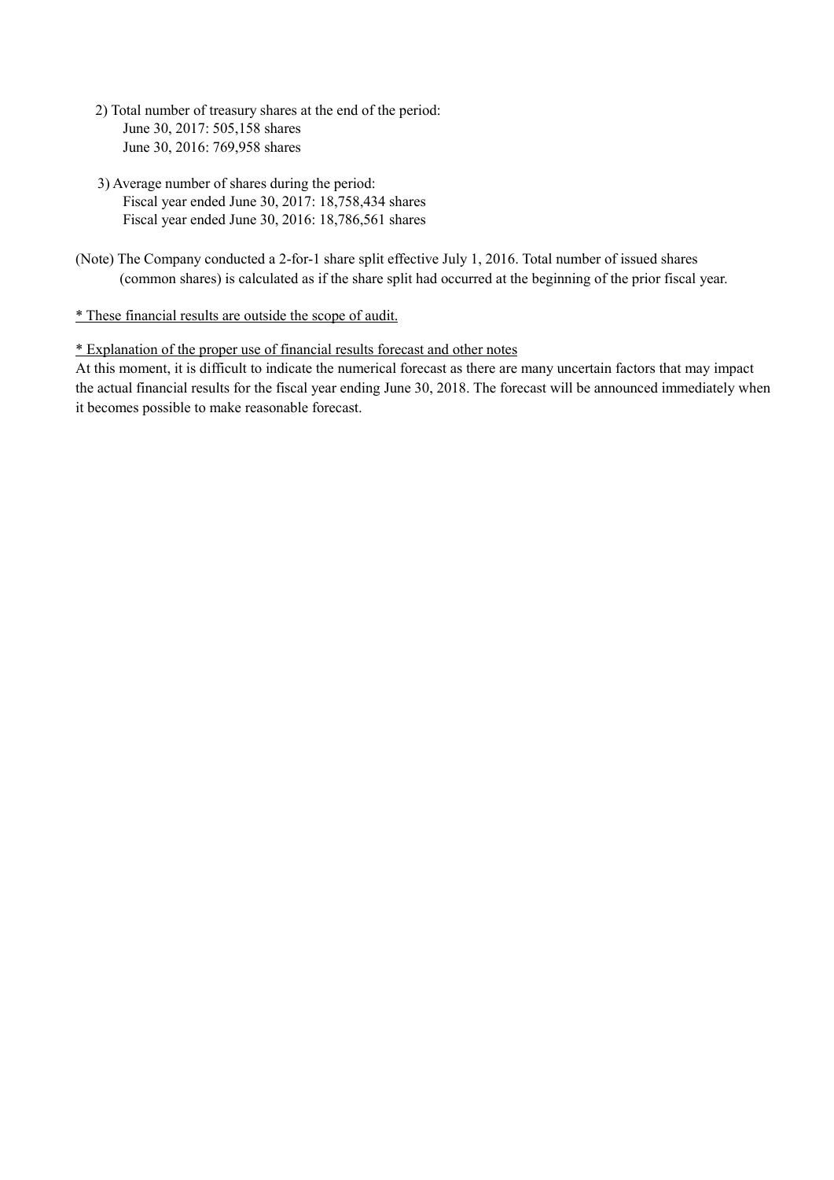2) Total number of treasury shares at the end of the period:
   June 30, 2017: 505,158 shares
   June 30, 2016: 769,958 shares

3) Average number of shares during the period:
   Fiscal year ended June 30, 2017: 18,758,434 shares
   Fiscal year ended June 30, 2016: 18,786,561 shares

(Note) The Company conducted a 2-for-1 share split effective July 1, 2016. Total number of issued shares (common shares) is calculated as if the share split had occurred at the beginning of the prior fiscal year.

* These financial results are outside the scope of audit.

* Explanation of the proper use of financial results forecast and other notes

At this moment, it is difficult to indicate the numerical forecast as there are many uncertain factors that may impact the actual financial results for the fiscal year ending June 30, 2018. The forecast will be announced immediately when it becomes possible to make reasonable forecast.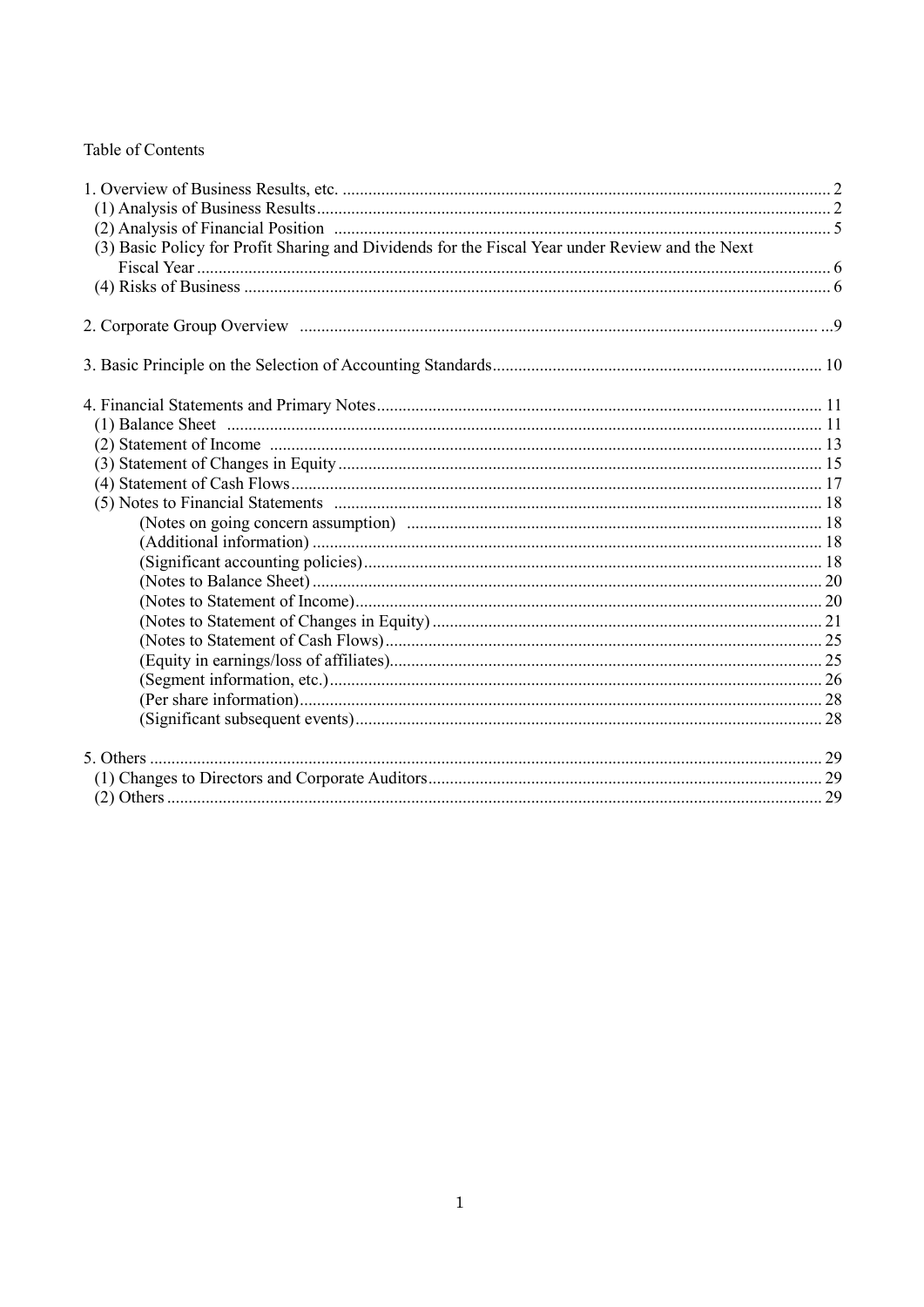Table of Contents

1. Overview of Business Results, etc. .......... 2
   (1) Analysis of Business Results .......... 2
   (2) Analysis of Financial Position .......... 5
   (3) Basic Policy for Profit Sharing and Dividends for the Fiscal Year under Review and the Next Fiscal Year .......... 6
   (4) Risks of Business .......... 6

2. Corporate Group Overview .......... 9

3. Basic Principle on the Selection of Accounting Standards .......... 10

4. Financial Statements and Primary Notes .......... 11
   (1) Balance Sheet .......... 11
   (2) Statement of Income .......... 13
   (3) Statement of Changes in Equity .......... 15
   (4) Statement of Cash Flows .......... 17
   (5) Notes to Financial Statements .......... 18
      (Notes on going concern assumption) .......... 18
      (Additional information) .......... 18
      (Significant accounting policies) .......... 18
      (Notes to Balance Sheet) .......... 20
      (Notes to Statement of Income) .......... 20
      (Notes to Statement of Changes in Equity) .......... 21
      (Notes to Statement of Cash Flows) .......... 25
      (Equity in earnings/loss of affiliates) .......... 25
      (Segment information, etc.) .......... 26
      (Per share information) .......... 28
      (Significant subsequent events) .......... 28

5. Others .......... 29
   (1) Changes to Directors and Corporate Auditors .......... 29
   (2) Others .......... 29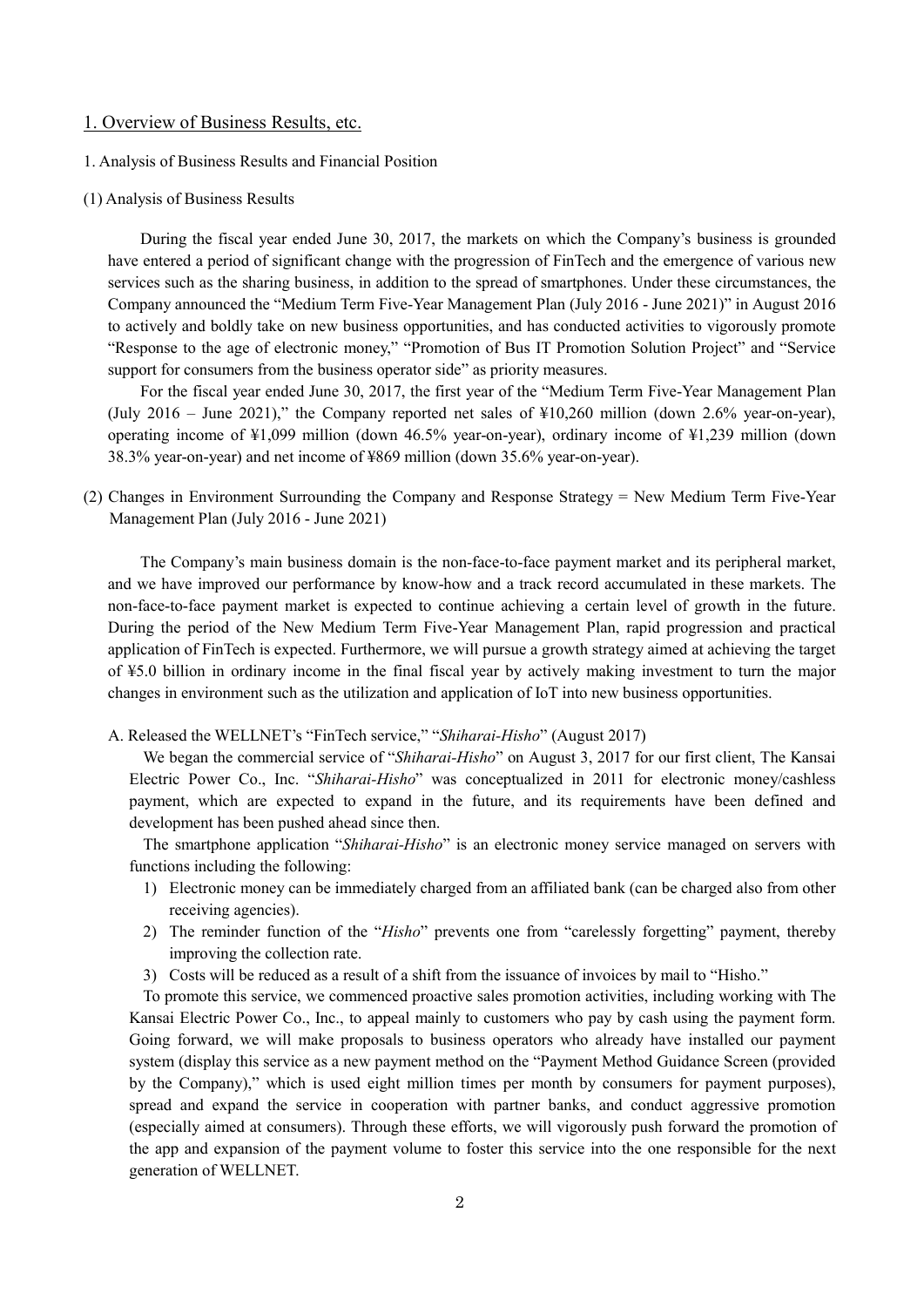## 1. Overview of Business Results, etc.

### 1. Analysis of Business Results and Financial Position

#### (1) Analysis of Business Results

During the fiscal year ended June 30, 2017, the markets on which the Company's business is grounded have entered a period of significant change with the progression of FinTech and the emergence of various new services such as the sharing business, in addition to the spread of smartphones. Under these circumstances, the Company announced the "Medium Term Five-Year Management Plan (July 2016 - June 2021)" in August 2016 to actively and boldly take on new business opportunities, and has conducted activities to vigorously promote "Response to the age of electronic money," "Promotion of Bus IT Promotion Solution Project" and "Service support for consumers from the business operator side" as priority measures.

For the fiscal year ended June 30, 2017, the first year of the "Medium Term Five-Year Management Plan (July 2016 – June 2021)," the Company reported net sales of ¥10,260 million (down 2.6% year-on-year), operating income of ¥1,099 million (down 46.5% year-on-year), ordinary income of ¥1,239 million (down 38.3% year-on-year) and net income of ¥869 million (down 35.6% year-on-year).

#### (2) Changes in Environment Surrounding the Company and Response Strategy = New Medium Term Five-Year Management Plan (July 2016 - June 2021)

The Company's main business domain is the non-face-to-face payment market and its peripheral market, and we have improved our performance by know-how and a track record accumulated in these markets. The non-face-to-face payment market is expected to continue achieving a certain level of growth in the future. During the period of the New Medium Term Five-Year Management Plan, rapid progression and practical application of FinTech is expected. Furthermore, we will pursue a growth strategy aimed at achieving the target of ¥5.0 billion in ordinary income in the final fiscal year by actively making investment to turn the major changes in environment such as the utilization and application of IoT into new business opportunities.

A. Released the WELLNET's "FinTech service," "*Shiharai-Hisho*" (August 2017)

We began the commercial service of "*Shiharai-Hisho*" on August 3, 2017 for our first client, The Kansai Electric Power Co., Inc. "*Shiharai-Hisho*" was conceptualized in 2011 for electronic money/cashless payment, which are expected to expand in the future, and its requirements have been defined and development has been pushed ahead since then.

The smartphone application "*Shiharai-Hisho*" is an electronic money service managed on servers with functions including the following:

1) Electronic money can be immediately charged from an affiliated bank (can be charged also from other receiving agencies).
2) The reminder function of the "*Hisho*" prevents one from "carelessly forgetting" payment, thereby improving the collection rate.
3) Costs will be reduced as a result of a shift from the issuance of invoices by mail to "Hisho."

To promote this service, we commenced proactive sales promotion activities, including working with The Kansai Electric Power Co., Inc., to appeal mainly to customers who pay by cash using the payment form. Going forward, we will make proposals to business operators who already have installed our payment system (display this service as a new payment method on the "Payment Method Guidance Screen (provided by the Company)," which is used eight million times per month by consumers for payment purposes), spread and expand the service in cooperation with partner banks, and conduct aggressive promotion (especially aimed at consumers). Through these efforts, we will vigorously push forward the promotion of the app and expansion of the payment volume to foster this service into the one responsible for the next generation of WELLNET.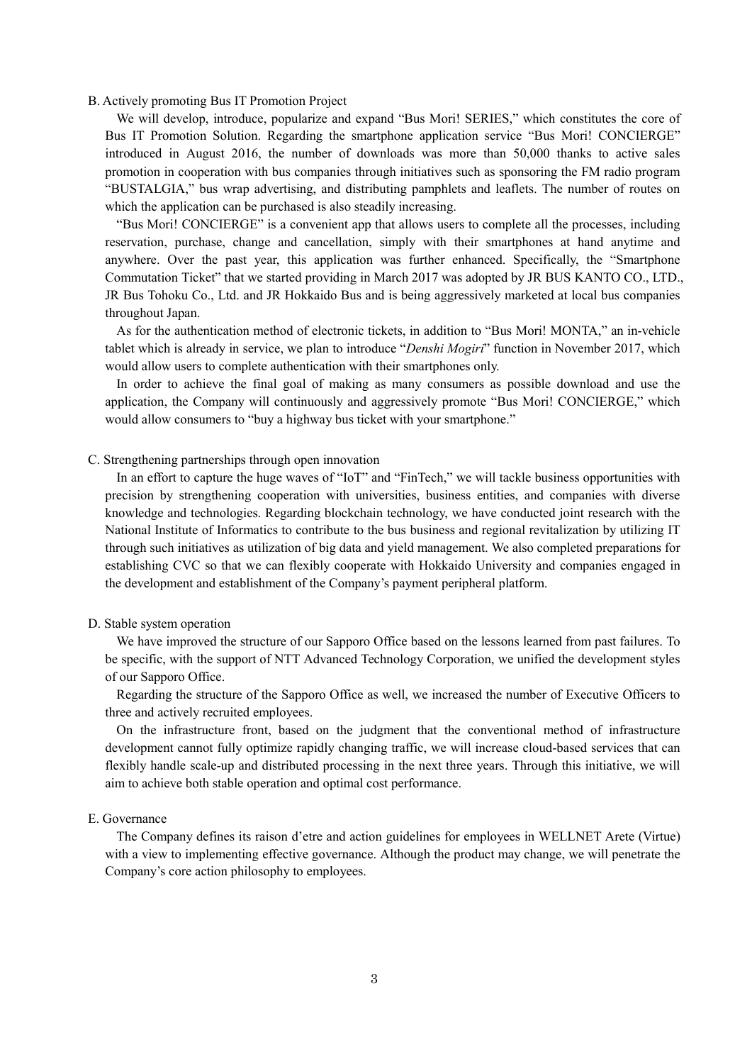B. Actively promoting Bus IT Promotion Project

We will develop, introduce, popularize and expand "Bus Mori! SERIES," which constitutes the core of Bus IT Promotion Solution. Regarding the smartphone application service "Bus Mori! CONCIERGE" introduced in August 2016, the number of downloads was more than 50,000 thanks to active sales promotion in cooperation with bus companies through initiatives such as sponsoring the FM radio program "BUSTALGIA," bus wrap advertising, and distributing pamphlets and leaflets. The number of routes on which the application can be purchased is also steadily increasing.

"Bus Mori! CONCIERGE" is a convenient app that allows users to complete all the processes, including reservation, purchase, change and cancellation, simply with their smartphones at hand anytime and anywhere. Over the past year, this application was further enhanced. Specifically, the "Smartphone Commutation Ticket" that we started providing in March 2017 was adopted by JR BUS KANTO CO., LTD., JR Bus Tohoku Co., Ltd. and JR Hokkaido Bus and is being aggressively marketed at local bus companies throughout Japan.

As for the authentication method of electronic tickets, in addition to "Bus Mori! MONTA," an in-vehicle tablet which is already in service, we plan to introduce "*Denshi Mogiri*" function in November 2017, which would allow users to complete authentication with their smartphones only.

In order to achieve the final goal of making as many consumers as possible download and use the application, the Company will continuously and aggressively promote "Bus Mori! CONCIERGE," which would allow consumers to "buy a highway bus ticket with your smartphone."

C. Strengthening partnerships through open innovation

In an effort to capture the huge waves of "IoT" and "FinTech," we will tackle business opportunities with precision by strengthening cooperation with universities, business entities, and companies with diverse knowledge and technologies. Regarding blockchain technology, we have conducted joint research with the National Institute of Informatics to contribute to the bus business and regional revitalization by utilizing IT through such initiatives as utilization of big data and yield management. We also completed preparations for establishing CVC so that we can flexibly cooperate with Hokkaido University and companies engaged in the development and establishment of the Company's payment peripheral platform.

D. Stable system operation

We have improved the structure of our Sapporo Office based on the lessons learned from past failures. To be specific, with the support of NTT Advanced Technology Corporation, we unified the development styles of our Sapporo Office.

Regarding the structure of the Sapporo Office as well, we increased the number of Executive Officers to three and actively recruited employees.

On the infrastructure front, based on the judgment that the conventional method of infrastructure development cannot fully optimize rapidly changing traffic, we will increase cloud-based services that can flexibly handle scale-up and distributed processing in the next three years. Through this initiative, we will aim to achieve both stable operation and optimal cost performance.

E. Governance

The Company defines its raison d'etre and action guidelines for employees in WELLNET Arete (Virtue) with a view to implementing effective governance. Although the product may change, we will penetrate the Company's core action philosophy to employees.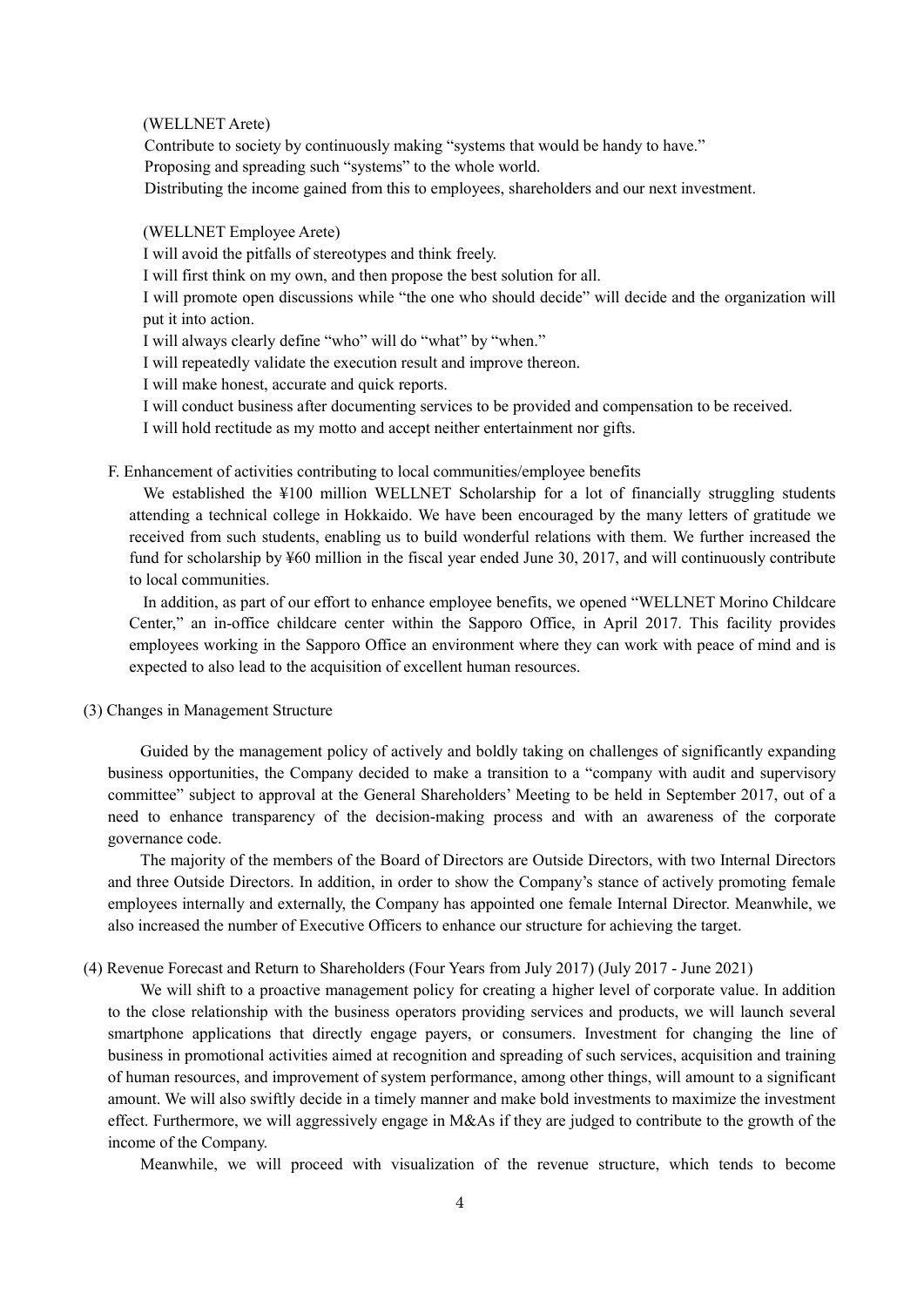(WELLNET Arete)

Contribute to society by continuously making "systems that would be handy to have."
Proposing and spreading such "systems" to the whole world.
Distributing the income gained from this to employees, shareholders and our next investment.

(WELLNET Employee Arete)

I will avoid the pitfalls of stereotypes and think freely.
I will first think on my own, and then propose the best solution for all.
I will promote open discussions while "the one who should decide" will decide and the organization will put it into action.
I will always clearly define "who" will do "what" by "when."
I will repeatedly validate the execution result and improve thereon.
I will make honest, accurate and quick reports.
I will conduct business after documenting services to be provided and compensation to be received.
I will hold rectitude as my motto and accept neither entertainment nor gifts.

F. Enhancement of activities contributing to local communities/employee benefits

We established the ¥100 million WELLNET Scholarship for a lot of financially struggling students attending a technical college in Hokkaido. We have been encouraged by the many letters of gratitude we received from such students, enabling us to build wonderful relations with them. We further increased the fund for scholarship by ¥60 million in the fiscal year ended June 30, 2017, and will continuously contribute to local communities.

In addition, as part of our effort to enhance employee benefits, we opened "WELLNET Morino Childcare Center," an in-office childcare center within the Sapporo Office, in April 2017. This facility provides employees working in the Sapporo Office an environment where they can work with peace of mind and is expected to also lead to the acquisition of excellent human resources.

(3) Changes in Management Structure

Guided by the management policy of actively and boldly taking on challenges of significantly expanding business opportunities, the Company decided to make a transition to a "company with audit and supervisory committee" subject to approval at the General Shareholders' Meeting to be held in September 2017, out of a need to enhance transparency of the decision-making process and with an awareness of the corporate governance code.

The majority of the members of the Board of Directors are Outside Directors, with two Internal Directors and three Outside Directors. In addition, in order to show the Company's stance of actively promoting female employees internally and externally, the Company has appointed one female Internal Director. Meanwhile, we also increased the number of Executive Officers to enhance our structure for achieving the target.

(4) Revenue Forecast and Return to Shareholders (Four Years from July 2017) (July 2017 - June 2021)

We will shift to a proactive management policy for creating a higher level of corporate value. In addition to the close relationship with the business operators providing services and products, we will launch several smartphone applications that directly engage payers, or consumers. Investment for changing the line of business in promotional activities aimed at recognition and spreading of such services, acquisition and training of human resources, and improvement of system performance, among other things, will amount to a significant amount. We will also swiftly decide in a timely manner and make bold investments to maximize the investment effect. Furthermore, we will aggressively engage in M&As if they are judged to contribute to the growth of the income of the Company.

Meanwhile, we will proceed with visualization of the revenue structure, which tends to become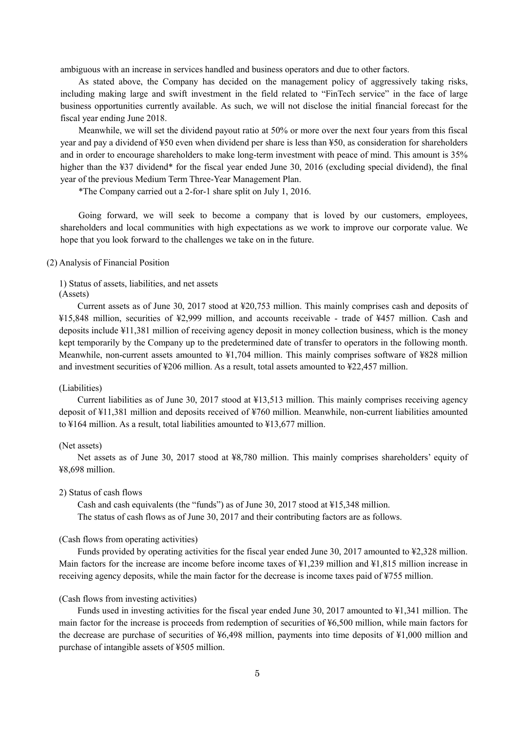ambiguous with an increase in services handled and business operators and due to other factors.

As stated above, the Company has decided on the management policy of aggressively taking risks, including making large and swift investment in the field related to "FinTech service" in the face of large business opportunities currently available. As such, we will not disclose the initial financial forecast for the fiscal year ending June 2018.

Meanwhile, we will set the dividend payout ratio at 50% or more over the next four years from this fiscal year and pay a dividend of ¥50 even when dividend per share is less than ¥50, as consideration for shareholders and in order to encourage shareholders to make long-term investment with peace of mind. This amount is 35% higher than the ¥37 dividend* for the fiscal year ended June 30, 2016 (excluding special dividend), the final year of the previous Medium Term Three-Year Management Plan.

*The Company carried out a 2-for-1 share split on July 1, 2016.

Going forward, we will seek to become a company that is loved by our customers, employees, shareholders and local communities with high expectations as we work to improve our corporate value. We hope that you look forward to the challenges we take on in the future.

(2) Analysis of Financial Position

1) Status of assets, liabilities, and net assets

(Assets)

Current assets as of June 30, 2017 stood at ¥20,753 million. This mainly comprises cash and deposits of ¥15,848 million, securities of ¥2,999 million, and accounts receivable - trade of ¥457 million. Cash and deposits include ¥11,381 million of receiving agency deposit in money collection business, which is the money kept temporarily by the Company up to the predetermined date of transfer to operators in the following month. Meanwhile, non-current assets amounted to ¥1,704 million. This mainly comprises software of ¥828 million and investment securities of ¥206 million. As a result, total assets amounted to ¥22,457 million.

(Liabilities)

Current liabilities as of June 30, 2017 stood at ¥13,513 million. This mainly comprises receiving agency deposit of ¥11,381 million and deposits received of ¥760 million. Meanwhile, non-current liabilities amounted to ¥164 million. As a result, total liabilities amounted to ¥13,677 million.

(Net assets)

Net assets as of June 30, 2017 stood at ¥8,780 million. This mainly comprises shareholders' equity of ¥8,698 million.

2) Status of cash flows

Cash and cash equivalents (the "funds") as of June 30, 2017 stood at ¥15,348 million.

The status of cash flows as of June 30, 2017 and their contributing factors are as follows.

(Cash flows from operating activities)

Funds provided by operating activities for the fiscal year ended June 30, 2017 amounted to ¥2,328 million. Main factors for the increase are income before income taxes of ¥1,239 million and ¥1,815 million increase in receiving agency deposits, while the main factor for the decrease is income taxes paid of ¥755 million.

(Cash flows from investing activities)

Funds used in investing activities for the fiscal year ended June 30, 2017 amounted to ¥1,341 million. The main factor for the increase is proceeds from redemption of securities of ¥6,500 million, while main factors for the decrease are purchase of securities of ¥6,498 million, payments into time deposits of ¥1,000 million and purchase of intangible assets of ¥505 million.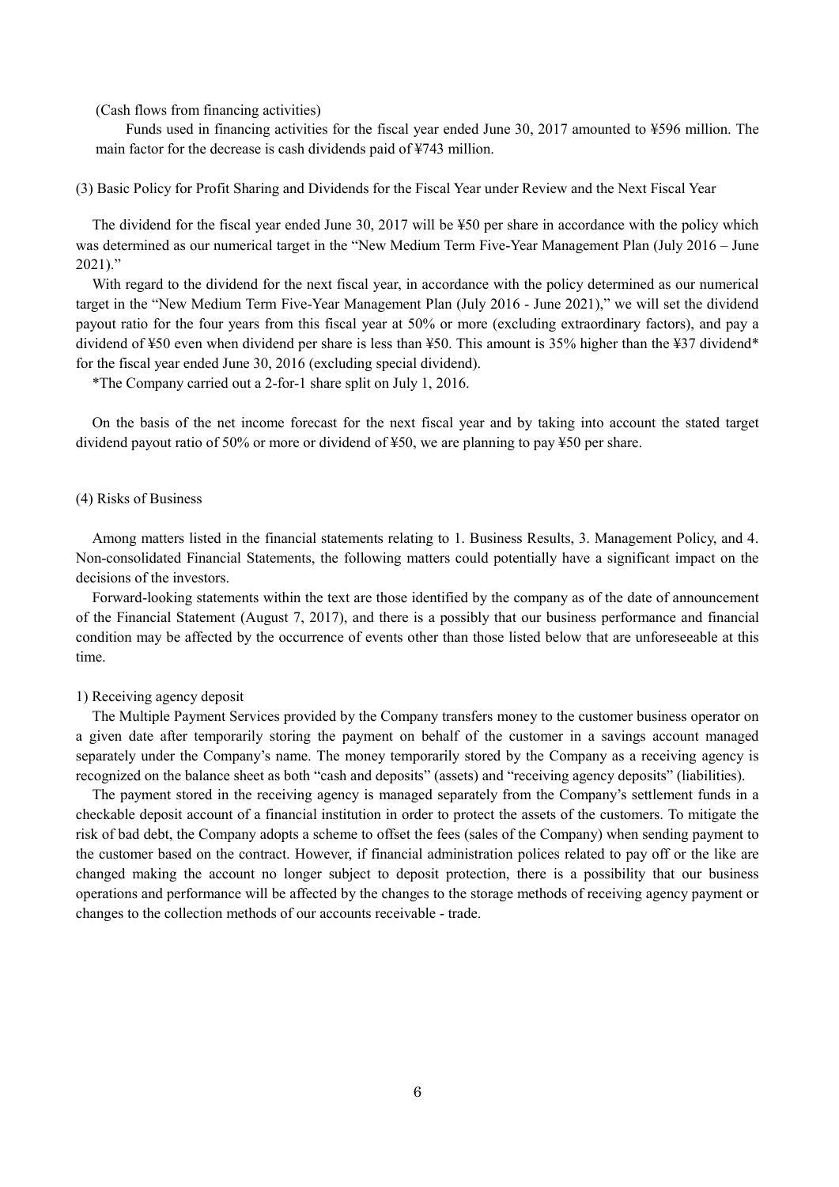(Cash flows from financing activities)

Funds used in financing activities for the fiscal year ended June 30, 2017 amounted to ¥596 million. The main factor for the decrease is cash dividends paid of ¥743 million.

### (3) Basic Policy for Profit Sharing and Dividends for the Fiscal Year under Review and the Next Fiscal Year

The dividend for the fiscal year ended June 30, 2017 will be ¥50 per share in accordance with the policy which was determined as our numerical target in the "New Medium Term Five-Year Management Plan (July 2016 – June 2021)."

With regard to the dividend for the next fiscal year, in accordance with the policy determined as our numerical target in the "New Medium Term Five-Year Management Plan (July 2016 - June 2021)," we will set the dividend payout ratio for the four years from this fiscal year at 50% or more (excluding extraordinary factors), and pay a dividend of ¥50 even when dividend per share is less than ¥50. This amount is 35% higher than the ¥37 dividend* for the fiscal year ended June 30, 2016 (excluding special dividend).

*The Company carried out a 2-for-1 share split on July 1, 2016.

On the basis of the net income forecast for the next fiscal year and by taking into account the stated target dividend payout ratio of 50% or more or dividend of ¥50, we are planning to pay ¥50 per share.

### (4) Risks of Business

Among matters listed in the financial statements relating to 1. Business Results, 3. Management Policy, and 4. Non-consolidated Financial Statements, the following matters could potentially have a significant impact on the decisions of the investors.

Forward-looking statements within the text are those identified by the company as of the date of announcement of the Financial Statement (August 7, 2017), and there is a possibly that our business performance and financial condition may be affected by the occurrence of events other than those listed below that are unforeseeable at this time.

#### 1) Receiving agency deposit

The Multiple Payment Services provided by the Company transfers money to the customer business operator on a given date after temporarily storing the payment on behalf of the customer in a savings account managed separately under the Company's name. The money temporarily stored by the Company as a receiving agency is recognized on the balance sheet as both "cash and deposits" (assets) and "receiving agency deposits" (liabilities).

The payment stored in the receiving agency is managed separately from the Company's settlement funds in a checkable deposit account of a financial institution in order to protect the assets of the customers. To mitigate the risk of bad debt, the Company adopts a scheme to offset the fees (sales of the Company) when sending payment to the customer based on the contract. However, if financial administration polices related to pay off or the like are changed making the account no longer subject to deposit protection, there is a possibility that our business operations and performance will be affected by the changes to the storage methods of receiving agency payment or changes to the collection methods of our accounts receivable - trade.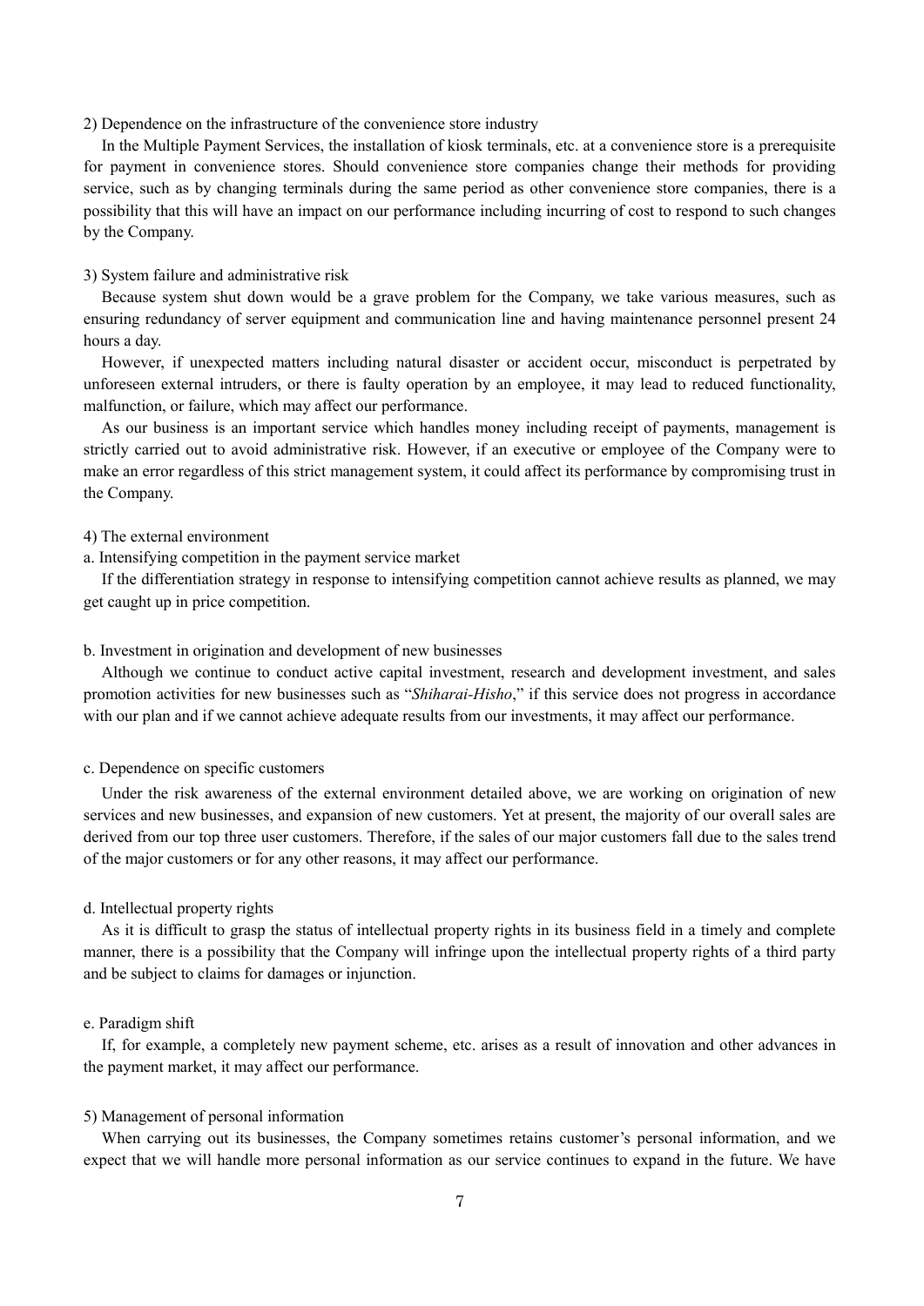2) Dependence on the infrastructure of the convenience store industry

In the Multiple Payment Services, the installation of kiosk terminals, etc. at a convenience store is a prerequisite for payment in convenience stores. Should convenience store companies change their methods for providing service, such as by changing terminals during the same period as other convenience store companies, there is a possibility that this will have an impact on our performance including incurring of cost to respond to such changes by the Company.

3) System failure and administrative risk

Because system shut down would be a grave problem for the Company, we take various measures, such as ensuring redundancy of server equipment and communication line and having maintenance personnel present 24 hours a day.

However, if unexpected matters including natural disaster or accident occur, misconduct is perpetrated by unforeseen external intruders, or there is faulty operation by an employee, it may lead to reduced functionality, malfunction, or failure, which may affect our performance.

As our business is an important service which handles money including receipt of payments, management is strictly carried out to avoid administrative risk. However, if an executive or employee of the Company were to make an error regardless of this strict management system, it could affect its performance by compromising trust in the Company.

4) The external environment

a. Intensifying competition in the payment service market

If the differentiation strategy in response to intensifying competition cannot achieve results as planned, we may get caught up in price competition.

b. Investment in origination and development of new businesses

Although we continue to conduct active capital investment, research and development investment, and sales promotion activities for new businesses such as "*Shiharai-Hisho*," if this service does not progress in accordance with our plan and if we cannot achieve adequate results from our investments, it may affect our performance.

c. Dependence on specific customers

Under the risk awareness of the external environment detailed above, we are working on origination of new services and new businesses, and expansion of new customers. Yet at present, the majority of our overall sales are derived from our top three user customers. Therefore, if the sales of our major customers fall due to the sales trend of the major customers or for any other reasons, it may affect our performance.

d. Intellectual property rights

As it is difficult to grasp the status of intellectual property rights in its business field in a timely and complete manner, there is a possibility that the Company will infringe upon the intellectual property rights of a third party and be subject to claims for damages or injunction.

e. Paradigm shift

If, for example, a completely new payment scheme, etc. arises as a result of innovation and other advances in the payment market, it may affect our performance.

5) Management of personal information

When carrying out its businesses, the Company sometimes retains customer's personal information, and we expect that we will handle more personal information as our service continues to expand in the future. We have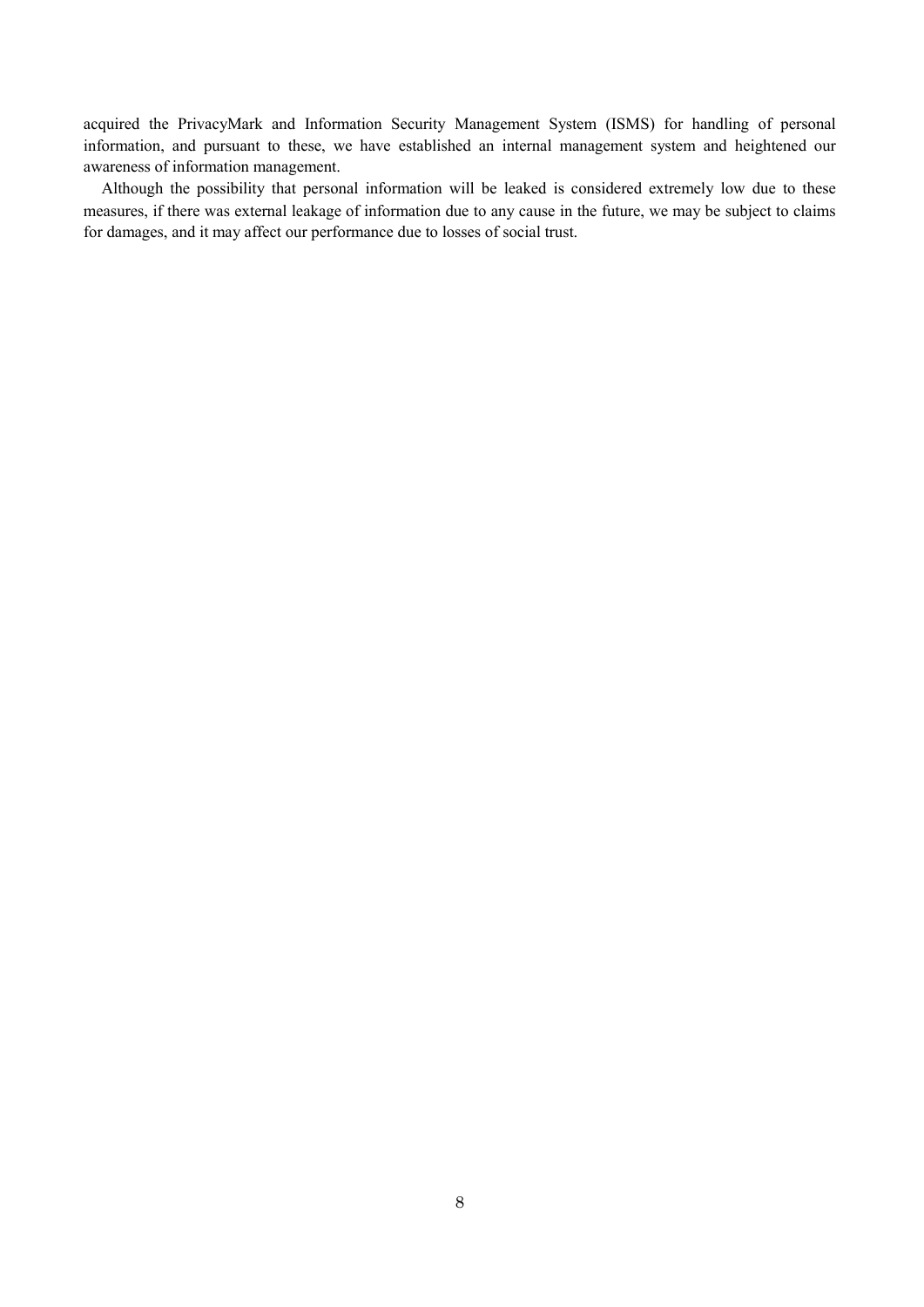acquired the PrivacyMark and Information Security Management System (ISMS) for handling of personal information, and pursuant to these, we have established an internal management system and heightened our awareness of information management.

Although the possibility that personal information will be leaked is considered extremely low due to these measures, if there was external leakage of information due to any cause in the future, we may be subject to claims for damages, and it may affect our performance due to losses of social trust.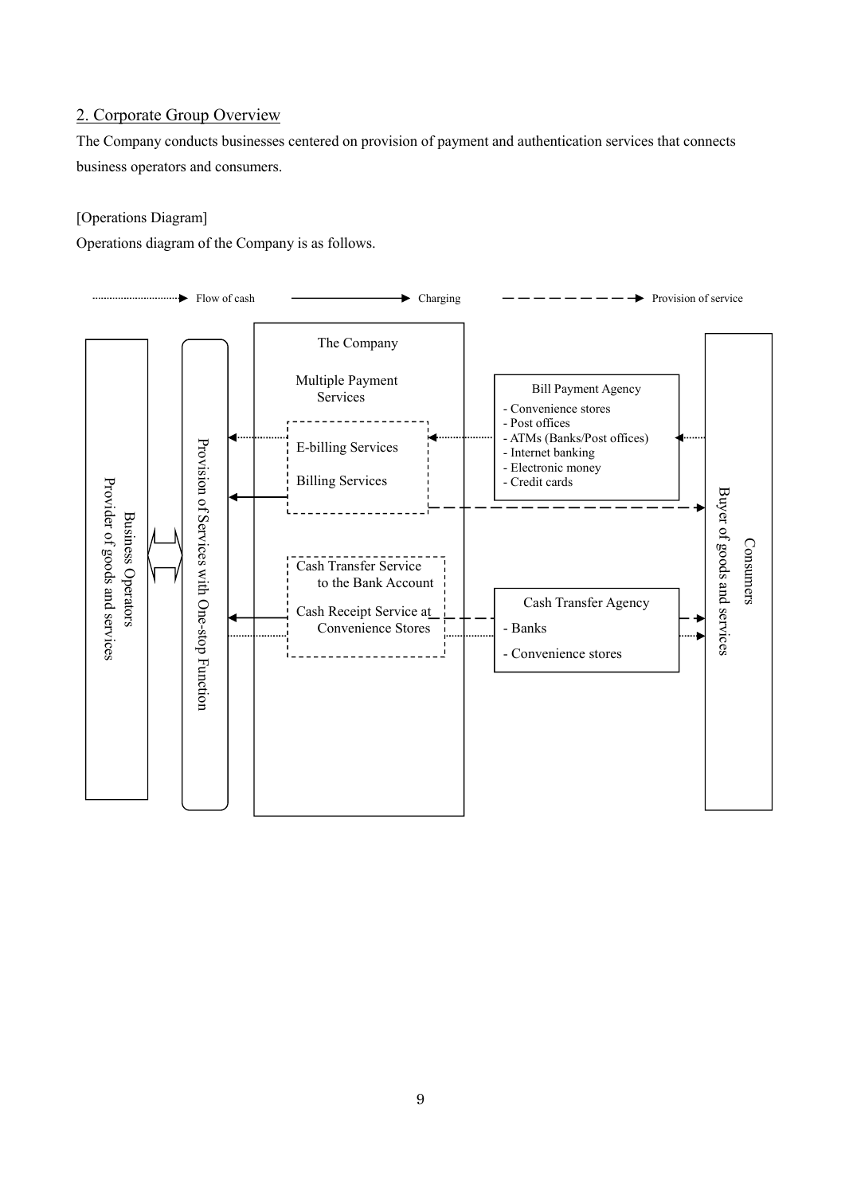## 2. Corporate Group Overview

The Company conducts businesses centered on provision of payment and authentication services that connects business operators and consumers.

[Operations Diagram]

Operations diagram of the Company is as follows.

Flow of cash — Charging — Provision of service

Business Operators
Provider of goods and services

Provision of Services with One-stop Function

The Company

Multiple Payment Services

E-billing Services

Billing Services

Cash Transfer Service to the Bank Account

Cash Receipt Service at Convenience Stores

Bill Payment Agency
- Convenience stores
- Post offices
- ATMs (Banks/Post offices)
- Internet banking
- Electronic money
- Credit cards

Cash Transfer Agency
- Banks
- Convenience stores

Consumers
Buyer of goods and services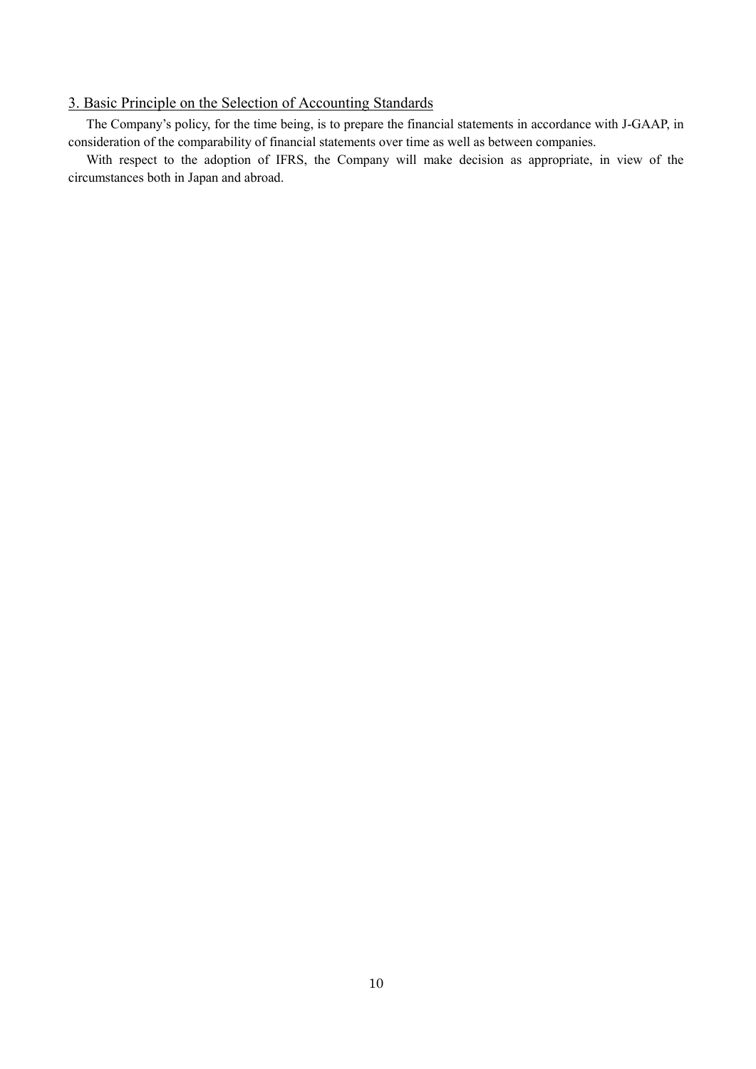## 3. Basic Principle on the Selection of Accounting Standards

The Company's policy, for the time being, is to prepare the financial statements in accordance with J-GAAP, in consideration of the comparability of financial statements over time as well as between companies.

With respect to the adoption of IFRS, the Company will make decision as appropriate, in view of the circumstances both in Japan and abroad.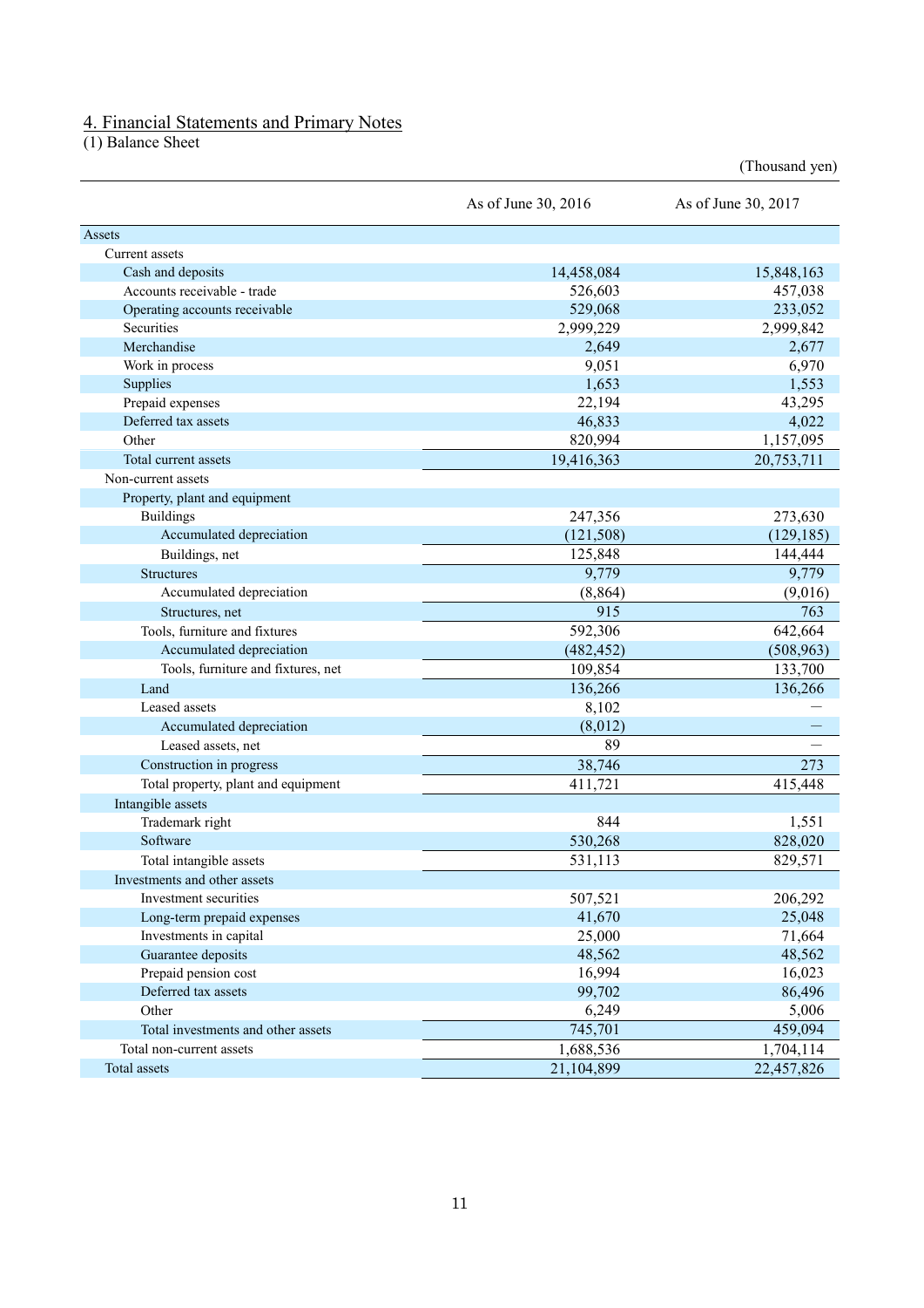## 4. Financial Statements and Primary Notes

### (1) Balance Sheet

(Thousand yen)

| | As of June 30, 2016 | As of June 30, 2017 |
|---|---|---|
| Assets | | |
| Current assets | | |
| Cash and deposits | 14,458,084 | 15,848,163 |
| Accounts receivable - trade | 526,603 | 457,038 |
| Operating accounts receivable | 529,068 | 233,052 |
| Securities | 2,999,229 | 2,999,842 |
| Merchandise | 2,649 | 2,677 |
| Work in process | 9,051 | 6,970 |
| Supplies | 1,653 | 1,553 |
| Prepaid expenses | 22,194 | 43,295 |
| Deferred tax assets | 46,833 | 4,022 |
| Other | 820,994 | 1,157,095 |
| Total current assets | 19,416,363 | 20,753,711 |
| Non-current assets | | |
| Property, plant and equipment | | |
| Buildings | 247,356 | 273,630 |
| Accumulated depreciation | (121,508) | (129,185) |
| Buildings, net | 125,848 | 144,444 |
| Structures | 9,779 | 9,779 |
| Accumulated depreciation | (8,864) | (9,016) |
| Structures, net | 915 | 763 |
| Tools, furniture and fixtures | 592,306 | 642,664 |
| Accumulated depreciation | (482,452) | (508,963) |
| Tools, furniture and fixtures, net | 109,854 | 133,700 |
| Land | 136,266 | 136,266 |
| Leased assets | 8,102 | — |
| Accumulated depreciation | (8,012) | — |
| Leased assets, net | 89 | — |
| Construction in progress | 38,746 | 273 |
| Total property, plant and equipment | 411,721 | 415,448 |
| Intangible assets | | |
| Trademark right | 844 | 1,551 |
| Software | 530,268 | 828,020 |
| Total intangible assets | 531,113 | 829,571 |
| Investments and other assets | | |
| Investment securities | 507,521 | 206,292 |
| Long-term prepaid expenses | 41,670 | 25,048 |
| Investments in capital | 25,000 | 71,664 |
| Guarantee deposits | 48,562 | 48,562 |
| Prepaid pension cost | 16,994 | 16,023 |
| Deferred tax assets | 99,702 | 86,496 |
| Other | 6,249 | 5,006 |
| Total investments and other assets | 745,701 | 459,094 |
| Total non-current assets | 1,688,536 | 1,704,114 |
| Total assets | 21,104,899 | 22,457,826 |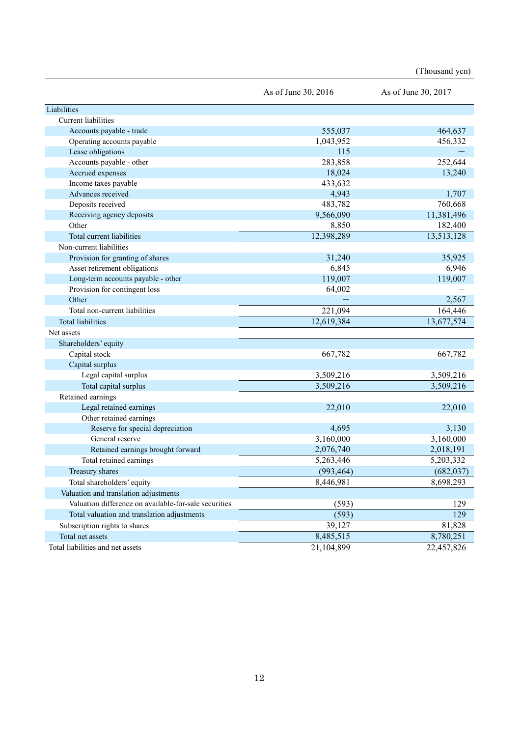(Thousand yen)

| | As of June 30, 2016 | As of June 30, 2017 |
|---|---|---|
| Liabilities | | |
| Current liabilities | | |
| Accounts payable - trade | 555,037 | 464,637 |
| Operating accounts payable | 1,043,952 | 456,332 |
| Lease obligations | 115 | — |
| Accounts payable - other | 283,858 | 252,644 |
| Accrued expenses | 18,024 | 13,240 |
| Income taxes payable | 433,632 | — |
| Advances received | 4,943 | 1,707 |
| Deposits received | 483,782 | 760,668 |
| Receiving agency deposits | 9,566,090 | 11,381,496 |
| Other | 8,850 | 182,400 |
| Total current liabilities | 12,398,289 | 13,513,128 |
| Non-current liabilities | | |
| Provision for granting of shares | 31,240 | 35,925 |
| Asset retirement obligations | 6,845 | 6,946 |
| Long-term accounts payable - other | 119,007 | 119,007 |
| Provision for contingent loss | 64,002 | — |
| Other | — | 2,567 |
| Total non-current liabilities | 221,094 | 164,446 |
| Total liabilities | 12,619,384 | 13,677,574 |
| Net assets | | |
| Shareholders' equity | | |
| Capital stock | 667,782 | 667,782 |
| Capital surplus | | |
| Legal capital surplus | 3,509,216 | 3,509,216 |
| Total capital surplus | 3,509,216 | 3,509,216 |
| Retained earnings | | |
| Legal retained earnings | 22,010 | 22,010 |
| Other retained earnings | | |
| Reserve for special depreciation | 4,695 | 3,130 |
| General reserve | 3,160,000 | 3,160,000 |
| Retained earnings brought forward | 2,076,740 | 2,018,191 |
| Total retained earnings | 5,263,446 | 5,203,332 |
| Treasury shares | (993,464) | (682,037) |
| Total shareholders' equity | 8,446,981 | 8,698,293 |
| Valuation and translation adjustments | | |
| Valuation difference on available-for-sale securities | (593) | 129 |
| Total valuation and translation adjustments | (593) | 129 |
| Subscription rights to shares | 39,127 | 81,828 |
| Total net assets | 8,485,515 | 8,780,251 |
| Total liabilities and net assets | 21,104,899 | 22,457,826 |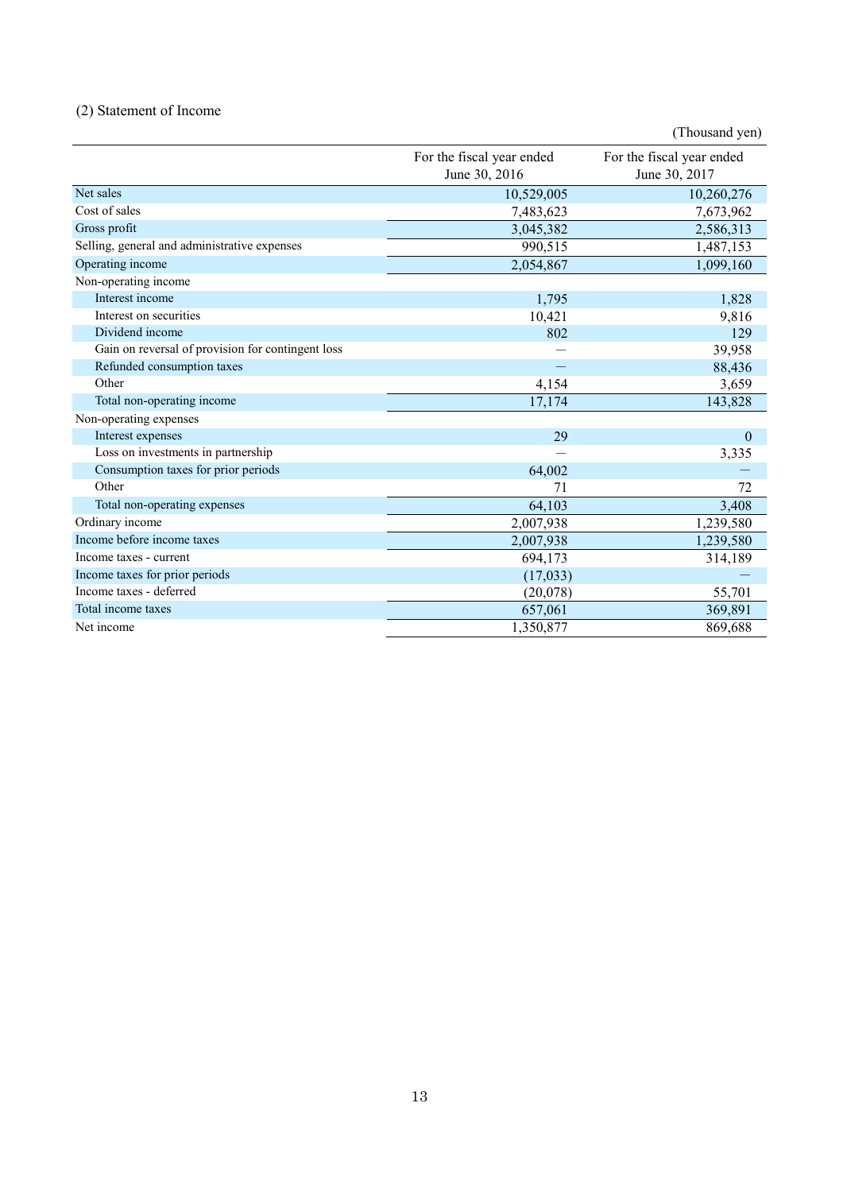## (2) Statement of Income

(Thousand yen)

| | For the fiscal year ended June 30, 2016 | For the fiscal year ended June 30, 2017 |
|---|---|---|
| Net sales | 10,529,005 | 10,260,276 |
| Cost of sales | 7,483,623 | 7,673,962 |
| Gross profit | 3,045,382 | 2,586,313 |
| Selling, general and administrative expenses | 990,515 | 1,487,153 |
| Operating income | 2,054,867 | 1,099,160 |
| Non-operating income | | |
| Interest income | 1,795 | 1,828 |
| Interest on securities | 10,421 | 9,816 |
| Dividend income | 802 | 129 |
| Gain on reversal of provision for contingent loss | — | 39,958 |
| Refunded consumption taxes | — | 88,436 |
| Other | 4,154 | 3,659 |
| Total non-operating income | 17,174 | 143,828 |
| Non-operating expenses | | |
| Interest expenses | 29 | 0 |
| Loss on investments in partnership | — | 3,335 |
| Consumption taxes for prior periods | 64,002 | — |
| Other | 71 | 72 |
| Total non-operating expenses | 64,103 | 3,408 |
| Ordinary income | 2,007,938 | 1,239,580 |
| Income before income taxes | 2,007,938 | 1,239,580 |
| Income taxes - current | 694,173 | 314,189 |
| Income taxes for prior periods | (17,033) | — |
| Income taxes - deferred | (20,078) | 55,701 |
| Total income taxes | 657,061 | 369,891 |
| Net income | 1,350,877 | 869,688 |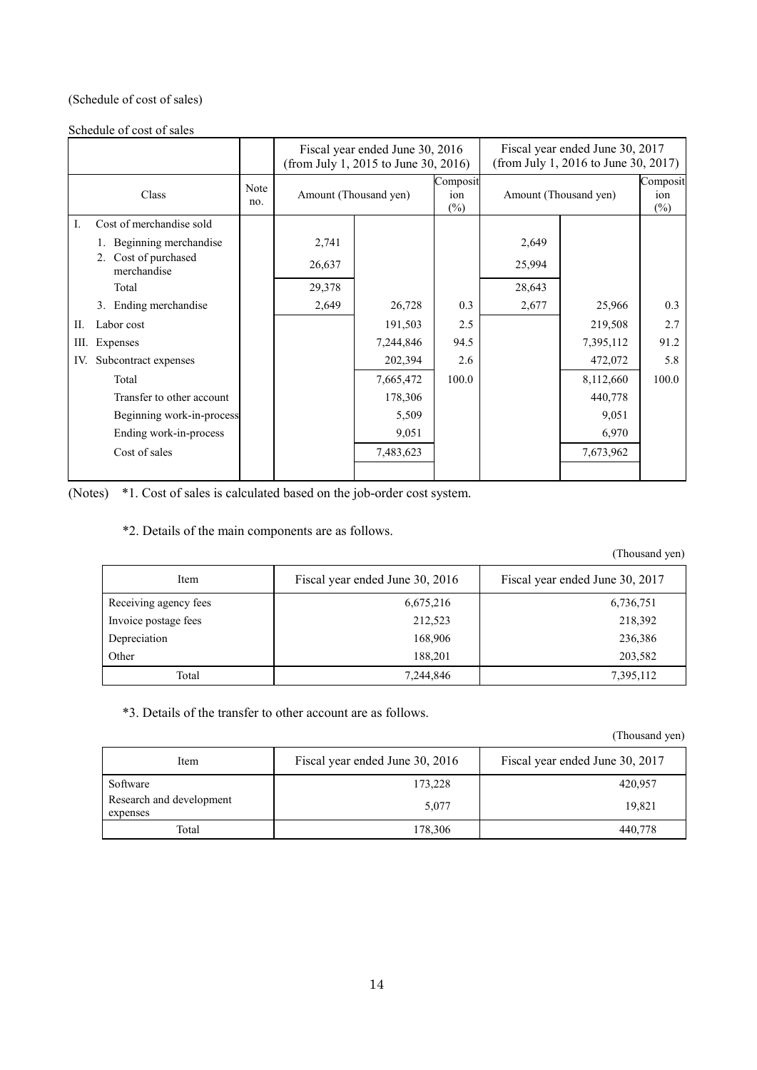(Schedule of cost of sales)

Schedule of cost of sales

| Class | Note no. | Fiscal year ended June 30, 2016 (from July 1, 2015 to June 30, 2016) | | | Fiscal year ended June 30, 2017 (from July 1, 2016 to June 30, 2017) | | |
|---|---|---|---|---|---|---|---|
| | | Amount (Thousand yen) | | Composition (%) | Amount (Thousand yen) | | Composition (%) |
| I. Cost of merchandise sold | | | | | | | |
| 1. Beginning merchandise | | 2,741 | | | 2,649 | | |
| 2. Cost of purchased merchandise | | 26,637 | | | 25,994 | | |
| Total | | 29,378 | | | 28,643 | | |
| 3. Ending merchandise | | 2,649 | 26,728 | 0.3 | 2,677 | 25,966 | 0.3 |
| II. Labor cost | | | 191,503 | 2.5 | | 219,508 | 2.7 |
| III. Expenses | | | 7,244,846 | 94.5 | | 7,395,112 | 91.2 |
| IV. Subcontract expenses | | | 202,394 | 2.6 | | 472,072 | 5.8 |
| Total | | | 7,665,472 | 100.0 | | 8,112,660 | 100.0 |
| Transfer to other account | | | 178,306 | | | 440,778 | |
| Beginning work-in-process | | | 5,509 | | | 9,051 | |
| Ending work-in-process | | | 9,051 | | | 6,970 | |
| Cost of sales | | | 7,483,623 | | | 7,673,962 | |

(Notes) *1. Cost of sales is calculated based on the job-order cost system.

*2. Details of the main components are as follows.

(Thousand yen)

| Item | Fiscal year ended June 30, 2016 | Fiscal year ended June 30, 2017 |
|---|---|---|
| Receiving agency fees | 6,675,216 | 6,736,751 |
| Invoice postage fees | 212,523 | 218,392 |
| Depreciation | 168,906 | 236,386 |
| Other | 188,201 | 203,582 |
| Total | 7,244,846 | 7,395,112 |

*3. Details of the transfer to other account are as follows.

(Thousand yen)

| Item | Fiscal year ended June 30, 2016 | Fiscal year ended June 30, 2017 |
|---|---|---|
| Software | 173,228 | 420,957 |
| Research and development expenses | 5,077 | 19,821 |
| Total | 178,306 | 440,778 |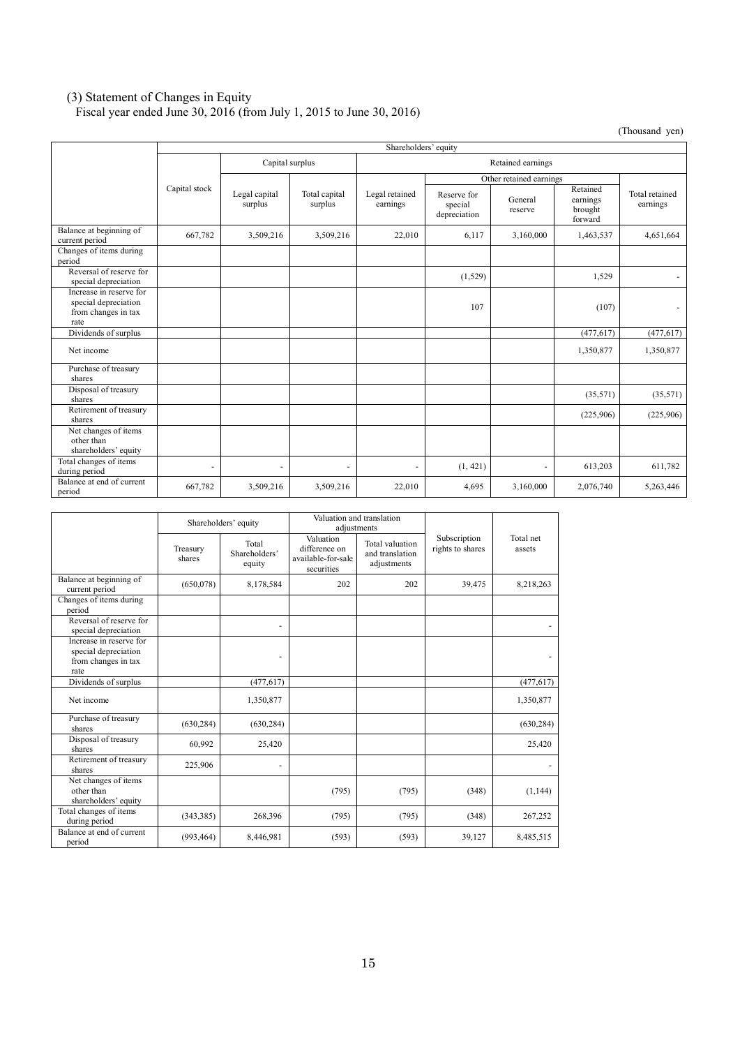(3) Statement of Changes in Equity

Fiscal year ended June 30, 2016 (from July 1, 2015 to June 30, 2016)

(Thousand yen)

| | Shareholders' equity | | | | | | | |
|---|---|---|---|---|---|---|---|---|
| | | Capital surplus | | Retained earnings | | | | |
| | | | | | Other retained earnings | | | |
| | Capital stock | Legal capital surplus | Total capital surplus | Legal retained earnings | Reserve for special depreciation | General reserve | Retained earnings brought forward | Total retained earnings |
| Balance at beginning of current period | 667,782 | 3,509,216 | 3,509,216 | 22,010 | 6,117 | 3,160,000 | 1,463,537 | 4,651,664 |
| Changes of items during period | | | | | | | | |
| Reversal of reserve for special depreciation | | | | | (1,529) | | 1,529 | - |
| Increase in reserve for special depreciation from changes in tax rate | | | | | 107 | | (107) | - |
| Dividends of surplus | | | | | | | (477,617) | (477,617) |
| Net income | | | | | | | 1,350,877 | 1,350,877 |
| Purchase of treasury shares | | | | | | | | |
| Disposal of treasury shares | | | | | | | (35,571) | (35,571) |
| Retirement of treasury shares | | | | | | | (225,906) | (225,906) |
| Net changes of items other than shareholders' equity | | | | | | | | |
| Total changes of items during period | - | - | - | - | (1, 421) | - | 613,203 | 611,782 |
| Balance at end of current period | 667,782 | 3,509,216 | 3,509,216 | 22,010 | 4,695 | 3,160,000 | 2,076,740 | 5,263,446 |

| | Shareholders' equity | | Valuation and translation adjustments | | Subscription rights to shares | Total net assets |
|---|---|---|---|---|---|---|
| | Treasury shares | Total Shareholders' equity | Valuation difference on available-for-sale securities | Total valuation and translation adjustments | | |
| Balance at beginning of current period | (650,078) | 8,178,584 | 202 | 202 | 39,475 | 8,218,263 |
| Changes of items during period | | | | | | |
| Reversal of reserve for special depreciation | | - | | | | - |
| Increase in reserve for special depreciation from changes in tax rate | | - | | | | - |
| Dividends of surplus | | (477,617) | | | | (477,617) |
| Net income | | 1,350,877 | | | | 1,350,877 |
| Purchase of treasury shares | (630,284) | (630,284) | | | | (630,284) |
| Disposal of treasury shares | 60,992 | 25,420 | | | | 25,420 |
| Retirement of treasury shares | 225,906 | - | | | | - |
| Net changes of items other than shareholders' equity | | | (795) | (795) | (348) | (1,144) |
| Total changes of items during period | (343,385) | 268,396 | (795) | (795) | (348) | 267,252 |
| Balance at end of current period | (993,464) | 8,446,981 | (593) | (593) | 39,127 | 8,485,515 |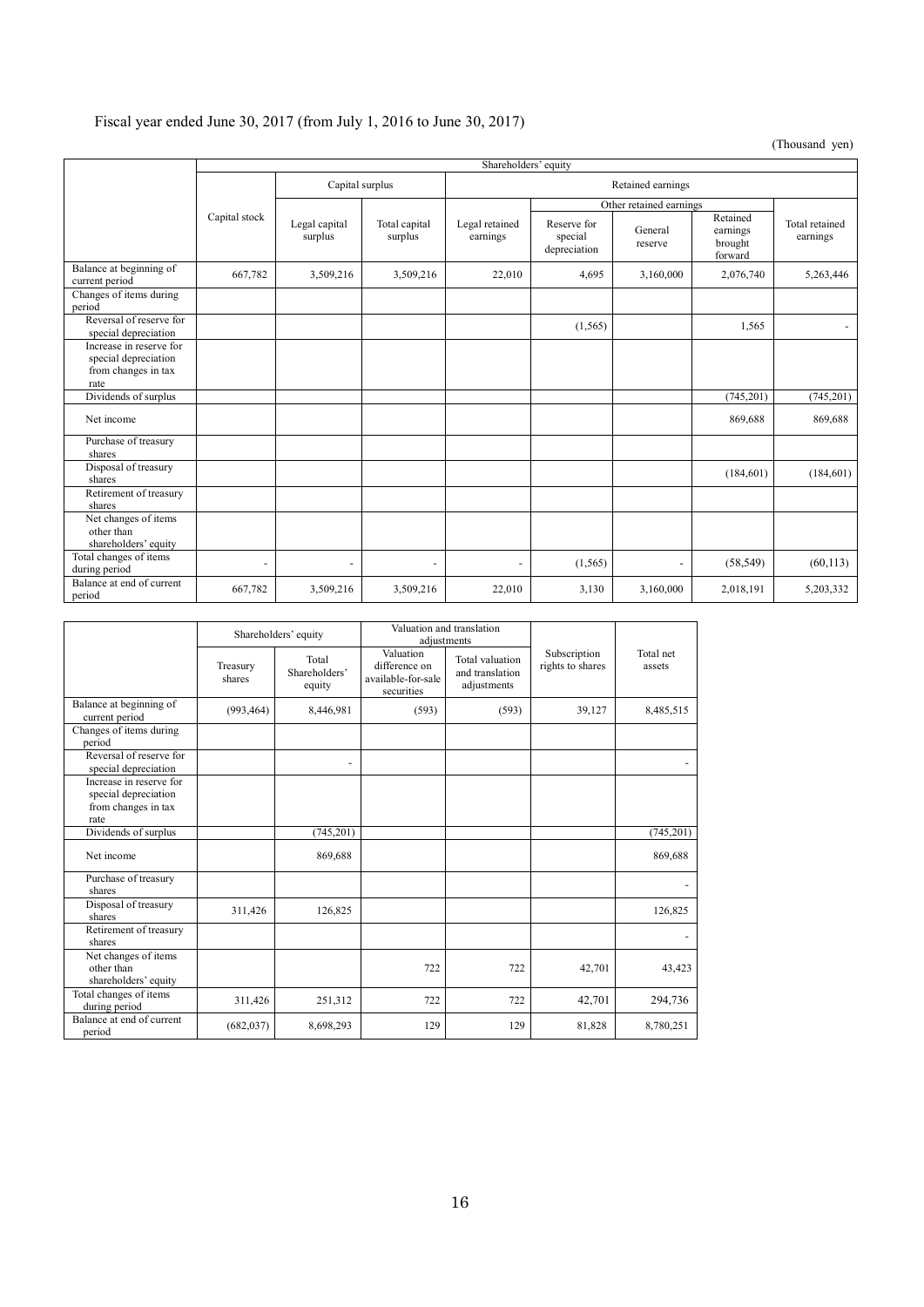Fiscal year ended June 30, 2017 (from July 1, 2016 to June 30, 2017)

(Thousand yen)

| | Shareholders' equity | | | | | | | |
|---|---|---|---|---|---|---|---|---|
| | Capital stock | Capital surplus | | Retained earnings | | | | |
| | | | | | Other retained earnings | | | |
| | | Legal capital surplus | Total capital surplus | Legal retained earnings | Reserve for special depreciation | General reserve | Retained earnings brought forward | Total retained earnings |
| Balance at beginning of current period | 667,782 | 3,509,216 | 3,509,216 | 22,010 | 4,695 | 3,160,000 | 2,076,740 | 5,263,446 |
| Changes of items during period | | | | | | | | |
| Reversal of reserve for special depreciation | | | | | (1,565) | | 1,565 | - |
| Increase in reserve for special depreciation from changes in tax rate | | | | | | | | |
| Dividends of surplus | | | | | | | (745,201) | (745,201) |
| Net income | | | | | | | 869,688 | 869,688 |
| Purchase of treasury shares | | | | | | | | |
| Disposal of treasury shares | | | | | | | (184,601) | (184,601) |
| Retirement of treasury shares | | | | | | | | |
| Net changes of items other than shareholders' equity | | | | | | | | |
| Total changes of items during period | - | - | - | - | (1,565) | - | (58,549) | (60,113) |
| Balance at end of current period | 667,782 | 3,509,216 | 3,509,216 | 22,010 | 3,130 | 3,160,000 | 2,018,191 | 5,203,332 |

| | Shareholders' equity | | Valuation and translation adjustments | | Subscription rights to shares | Total net assets |
|---|---|---|---|---|---|---|
| | Treasury shares | Total Shareholders' equity | Valuation difference on available-for-sale securities | Total valuation and translation adjustments | | |
| Balance at beginning of current period | (993,464) | 8,446,981 | (593) | (593) | 39,127 | 8,485,515 |
| Changes of items during period | | | | | | |
| Reversal of reserve for special depreciation | | - | | | | - |
| Increase in reserve for special depreciation from changes in tax rate | | | | | | |
| Dividends of surplus | | (745,201) | | | | (745,201) |
| Net income | | 869,688 | | | | 869,688 |
| Purchase of treasury shares | | | | | | - |
| Disposal of treasury shares | 311,426 | 126,825 | | | | 126,825 |
| Retirement of treasury shares | | | | | | - |
| Net changes of items other than shareholders' equity | | | 722 | 722 | 42,701 | 43,423 |
| Total changes of items during period | 311,426 | 251,312 | 722 | 722 | 42,701 | 294,736 |
| Balance at end of current period | (682,037) | 8,698,293 | 129 | 129 | 81,828 | 8,780,251 |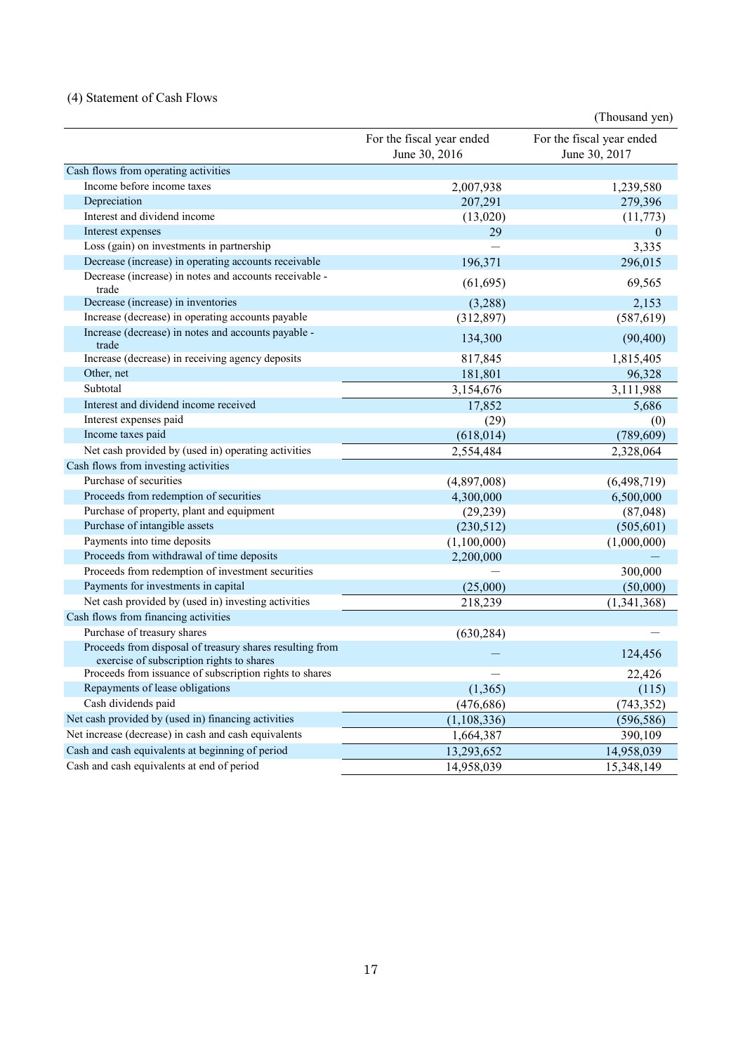### (4) Statement of Cash Flows

(Thousand yen)

| | For the fiscal year ended June 30, 2016 | For the fiscal year ended June 30, 2017 |
|---|---|---|
| Cash flows from operating activities | | |
| Income before income taxes | 2,007,938 | 1,239,580 |
| Depreciation | 207,291 | 279,396 |
| Interest and dividend income | (13,020) | (11,773) |
| Interest expenses | 29 | 0 |
| Loss (gain) on investments in partnership | — | 3,335 |
| Decrease (increase) in operating accounts receivable | 196,371 | 296,015 |
| Decrease (increase) in notes and accounts receivable - trade | (61,695) | 69,565 |
| Decrease (increase) in inventories | (3,288) | 2,153 |
| Increase (decrease) in operating accounts payable | (312,897) | (587,619) |
| Increase (decrease) in notes and accounts payable - trade | 134,300 | (90,400) |
| Increase (decrease) in receiving agency deposits | 817,845 | 1,815,405 |
| Other, net | 181,801 | 96,328 |
| Subtotal | 3,154,676 | 3,111,988 |
| Interest and dividend income received | 17,852 | 5,686 |
| Interest expenses paid | (29) | (0) |
| Income taxes paid | (618,014) | (789,609) |
| Net cash provided by (used in) operating activities | 2,554,484 | 2,328,064 |
| Cash flows from investing activities | | |
| Purchase of securities | (4,897,008) | (6,498,719) |
| Proceeds from redemption of securities | 4,300,000 | 6,500,000 |
| Purchase of property, plant and equipment | (29,239) | (87,048) |
| Purchase of intangible assets | (230,512) | (505,601) |
| Payments into time deposits | (1,100,000) | (1,000,000) |
| Proceeds from withdrawal of time deposits | 2,200,000 | — |
| Proceeds from redemption of investment securities | — | 300,000 |
| Payments for investments in capital | (25,000) | (50,000) |
| Net cash provided by (used in) investing activities | 218,239 | (1,341,368) |
| Cash flows from financing activities | | |
| Purchase of treasury shares | (630,284) | — |
| Proceeds from disposal of treasury shares resulting from exercise of subscription rights to shares | — | 124,456 |
| Proceeds from issuance of subscription rights to shares | — | 22,426 |
| Repayments of lease obligations | (1,365) | (115) |
| Cash dividends paid | (476,686) | (743,352) |
| Net cash provided by (used in) financing activities | (1,108,336) | (596,586) |
| Net increase (decrease) in cash and cash equivalents | 1,664,387 | 390,109 |
| Cash and cash equivalents at beginning of period | 13,293,652 | 14,958,039 |
| Cash and cash equivalents at end of period | 14,958,039 | 15,348,149 |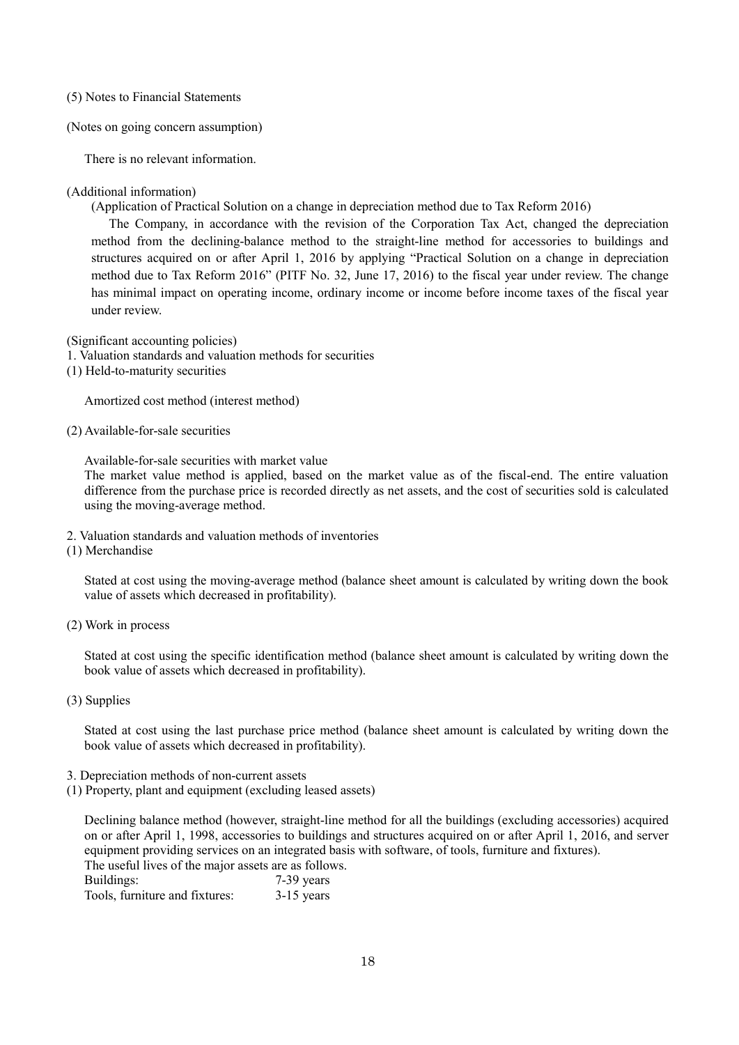## (5) Notes to Financial Statements

### (Notes on going concern assumption)

There is no relevant information.

### (Additional information)

(Application of Practical Solution on a change in depreciation method due to Tax Reform 2016)

The Company, in accordance with the revision of the Corporation Tax Act, changed the depreciation method from the declining-balance method to the straight-line method for accessories to buildings and structures acquired on or after April 1, 2016 by applying "Practical Solution on a change in depreciation method due to Tax Reform 2016" (PITF No. 32, June 17, 2016) to the fiscal year under review. The change has minimal impact on operating income, ordinary income or income before income taxes of the fiscal year under review.

### (Significant accounting policies)

1. Valuation standards and valuation methods for securities

(1) Held-to-maturity securities

Amortized cost method (interest method)

(2) Available-for-sale securities

Available-for-sale securities with market value

The market value method is applied, based on the market value as of the fiscal-end. The entire valuation difference from the purchase price is recorded directly as net assets, and the cost of securities sold is calculated using the moving-average method.

2. Valuation standards and valuation methods of inventories

(1) Merchandise

Stated at cost using the moving-average method (balance sheet amount is calculated by writing down the book value of assets which decreased in profitability).

(2) Work in process

Stated at cost using the specific identification method (balance sheet amount is calculated by writing down the book value of assets which decreased in profitability).

(3) Supplies

Stated at cost using the last purchase price method (balance sheet amount is calculated by writing down the book value of assets which decreased in profitability).

3. Depreciation methods of non-current assets

(1) Property, plant and equipment (excluding leased assets)

Declining balance method (however, straight-line method for all the buildings (excluding accessories) acquired on or after April 1, 1998, accessories to buildings and structures acquired on or after April 1, 2016, and server equipment providing services on an integrated basis with software, of tools, furniture and fixtures).

The useful lives of the major assets are as follows.

| | |
|---|---|
| Buildings: | 7-39 years |
| Tools, furniture and fixtures: | 3-15 years |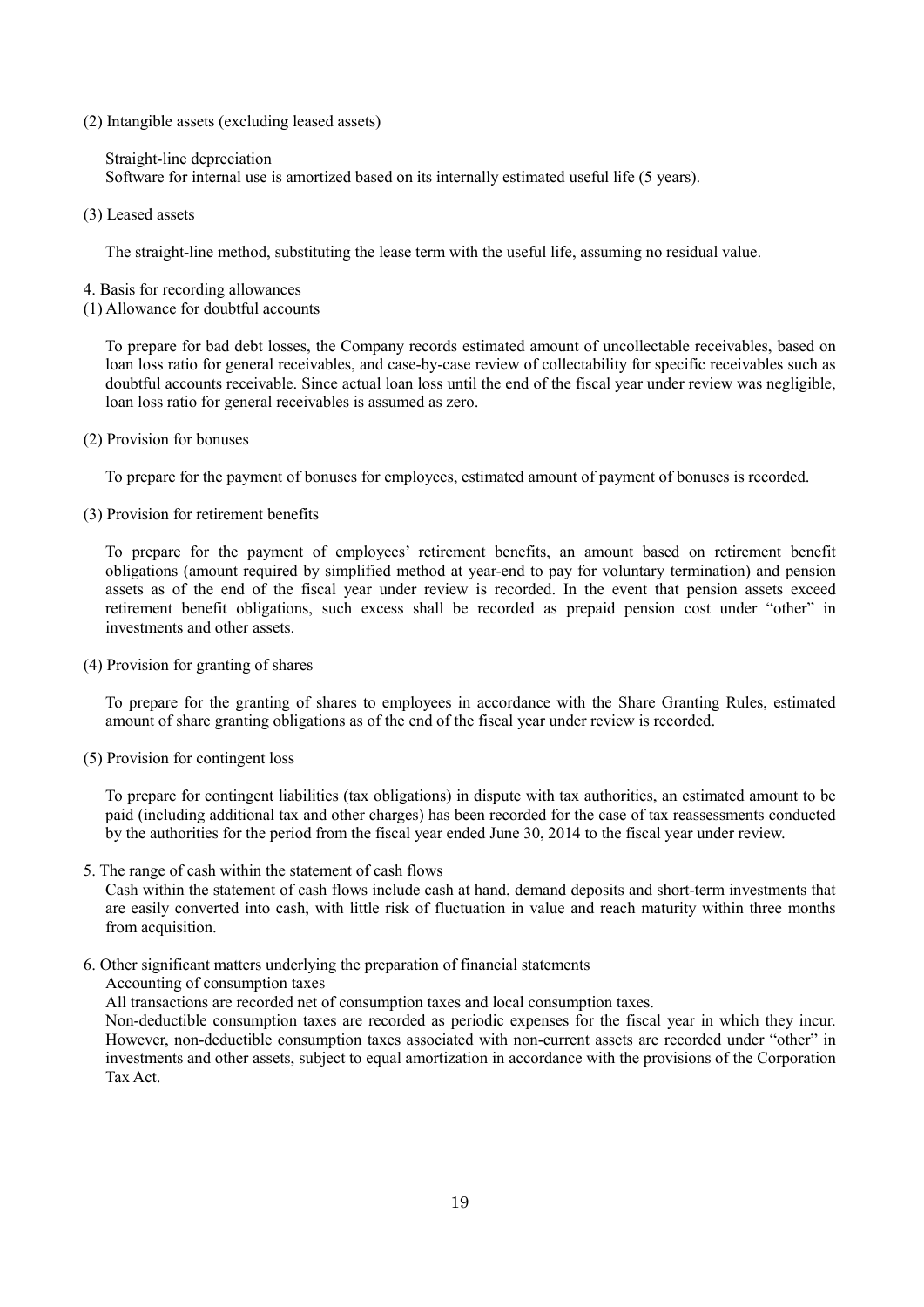(2) Intangible assets (excluding leased assets)

Straight-line depreciation
Software for internal use is amortized based on its internally estimated useful life (5 years).

(3) Leased assets

The straight-line method, substituting the lease term with the useful life, assuming no residual value.

4. Basis for recording allowances

(1) Allowance for doubtful accounts

To prepare for bad debt losses, the Company records estimated amount of uncollectable receivables, based on loan loss ratio for general receivables, and case-by-case review of collectability for specific receivables such as doubtful accounts receivable. Since actual loan loss until the end of the fiscal year under review was negligible, loan loss ratio for general receivables is assumed as zero.

(2) Provision for bonuses

To prepare for the payment of bonuses for employees, estimated amount of payment of bonuses is recorded.

(3) Provision for retirement benefits

To prepare for the payment of employees' retirement benefits, an amount based on retirement benefit obligations (amount required by simplified method at year-end to pay for voluntary termination) and pension assets as of the end of the fiscal year under review is recorded. In the event that pension assets exceed retirement benefit obligations, such excess shall be recorded as prepaid pension cost under "other" in investments and other assets.

(4) Provision for granting of shares

To prepare for the granting of shares to employees in accordance with the Share Granting Rules, estimated amount of share granting obligations as of the end of the fiscal year under review is recorded.

(5) Provision for contingent loss

To prepare for contingent liabilities (tax obligations) in dispute with tax authorities, an estimated amount to be paid (including additional tax and other charges) has been recorded for the case of tax reassessments conducted by the authorities for the period from the fiscal year ended June 30, 2014 to the fiscal year under review.

5. The range of cash within the statement of cash flows

Cash within the statement of cash flows include cash at hand, demand deposits and short-term investments that are easily converted into cash, with little risk of fluctuation in value and reach maturity within three months from acquisition.

6. Other significant matters underlying the preparation of financial statements

Accounting of consumption taxes

All transactions are recorded net of consumption taxes and local consumption taxes.

Non-deductible consumption taxes are recorded as periodic expenses for the fiscal year in which they incur. However, non-deductible consumption taxes associated with non-current assets are recorded under "other" in investments and other assets, subject to equal amortization in accordance with the provisions of the Corporation Tax Act.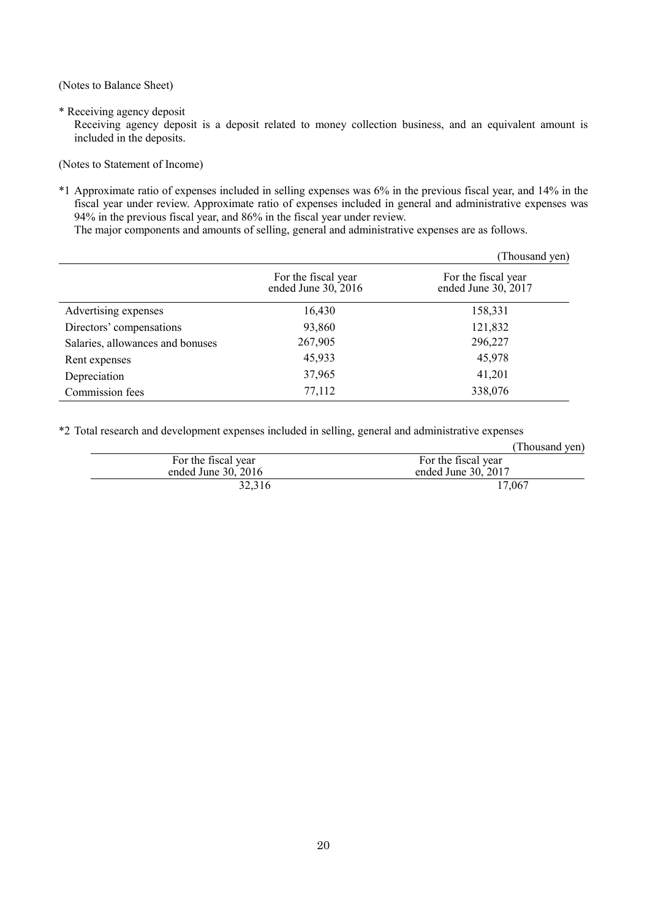(Notes to Balance Sheet)

* Receiving agency deposit

Receiving agency deposit is a deposit related to money collection business, and an equivalent amount is included in the deposits.

(Notes to Statement of Income)

*1 Approximate ratio of expenses included in selling expenses was 6% in the previous fiscal year, and 14% in the fiscal year under review. Approximate ratio of expenses included in general and administrative expenses was 94% in the previous fiscal year, and 86% in the fiscal year under review.

The major components and amounts of selling, general and administrative expenses are as follows.

(Thousand yen)

| | For the fiscal year ended June 30, 2016 | For the fiscal year ended June 30, 2017 |
|---|---|---|
| Advertising expenses | 16,430 | 158,331 |
| Directors' compensations | 93,860 | 121,832 |
| Salaries, allowances and bonuses | 267,905 | 296,227 |
| Rent expenses | 45,933 | 45,978 |
| Depreciation | 37,965 | 41,201 |
| Commission fees | 77,112 | 338,076 |

*2 Total research and development expenses included in selling, general and administrative expenses

(Thousand yen)

| For the fiscal year ended June 30, 2016 | For the fiscal year ended June 30, 2017 |
|---|---|
| 32,316 | 17,067 |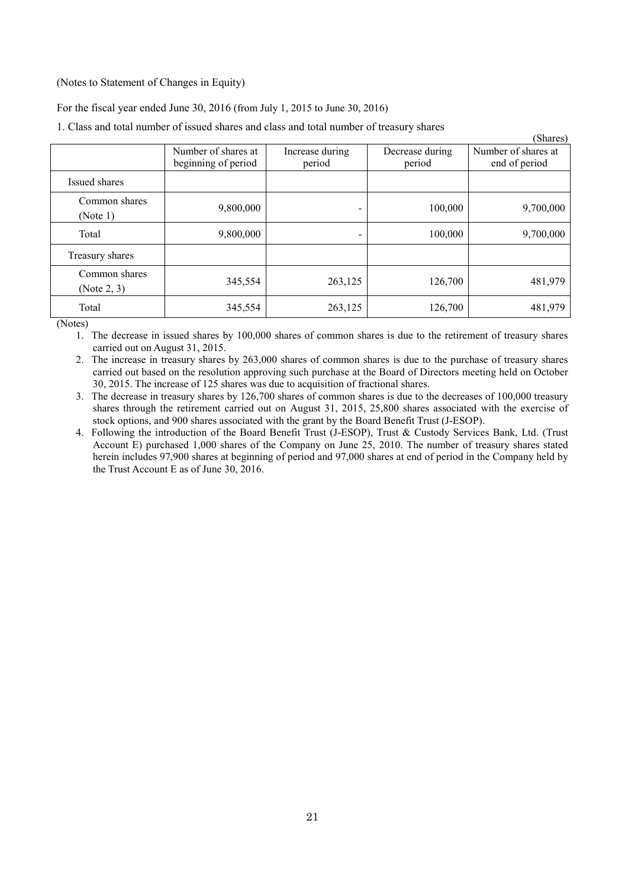(Notes to Statement of Changes in Equity)

For the fiscal year ended June 30, 2016 (from July 1, 2015 to June 30, 2016)

1. Class and total number of issued shares and class and total number of treasury shares

(Shares)

| | Number of shares at beginning of period | Increase during period | Decrease during period | Number of shares at end of period |
|---|---|---|---|---|
| Issued shares | | | | |
| Common shares (Note 1) | 9,800,000 | - | 100,000 | 9,700,000 |
| Total | 9,800,000 | - | 100,000 | 9,700,000 |
| Treasury shares | | | | |
| Common shares (Note 2, 3) | 345,554 | 263,125 | 126,700 | 481,979 |
| Total | 345,554 | 263,125 | 126,700 | 481,979 |

(Notes)

1. The decrease in issued shares by 100,000 shares of common shares is due to the retirement of treasury shares carried out on August 31, 2015.
2. The increase in treasury shares by 263,000 shares of common shares is due to the purchase of treasury shares carried out based on the resolution approving such purchase at the Board of Directors meeting held on October 30, 2015. The increase of 125 shares was due to acquisition of fractional shares.
3. The decrease in treasury shares by 126,700 shares of common shares is due to the decreases of 100,000 treasury shares through the retirement carried out on August 31, 2015, 25,800 shares associated with the exercise of stock options, and 900 shares associated with the grant by the Board Benefit Trust (J-ESOP).
4. Following the introduction of the Board Benefit Trust (J-ESOP), Trust & Custody Services Bank, Ltd. (Trust Account E) purchased 1,000 shares of the Company on June 25, 2010. The number of treasury shares stated herein includes 97,900 shares at beginning of period and 97,000 shares at end of period in the Company held by the Trust Account E as of June 30, 2016.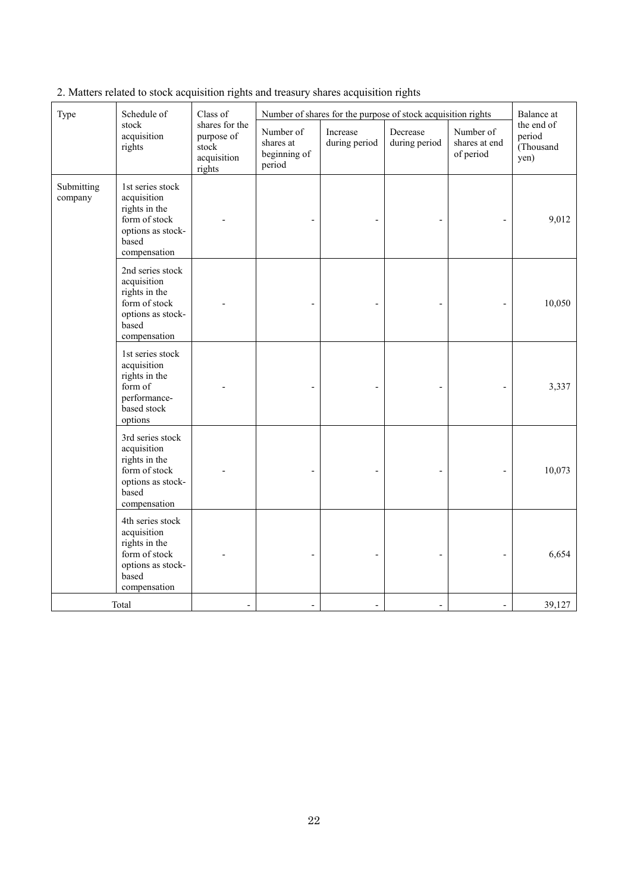2. Matters related to stock acquisition rights and treasury shares acquisition rights

| Type | Schedule of stock acquisition rights | Class of shares for the purpose of stock acquisition rights | Number of shares for the purpose of stock acquisition rights | | | | Balance at the end of period (Thousand yen) |
|---|---|---|---|---|---|---|---|
| | | | Number of shares at beginning of period | Increase during period | Decrease during period | Number of shares at end of period | |
| Submitting company | 1st series stock acquisition rights in the form of stock options as stock-based compensation | - | - | - | - | - | 9,012 |
| | 2nd series stock acquisition rights in the form of stock options as stock-based compensation | - | - | - | - | - | 10,050 |
| | 1st series stock acquisition rights in the form of performance-based stock options | - | - | - | - | - | 3,337 |
| | 3rd series stock acquisition rights in the form of stock options as stock-based compensation | - | - | - | - | - | 10,073 |
| | 4th series stock acquisition rights in the form of stock options as stock-based compensation | - | - | - | - | - | 6,654 |
| Total | | - | - | - | - | - | 39,127 |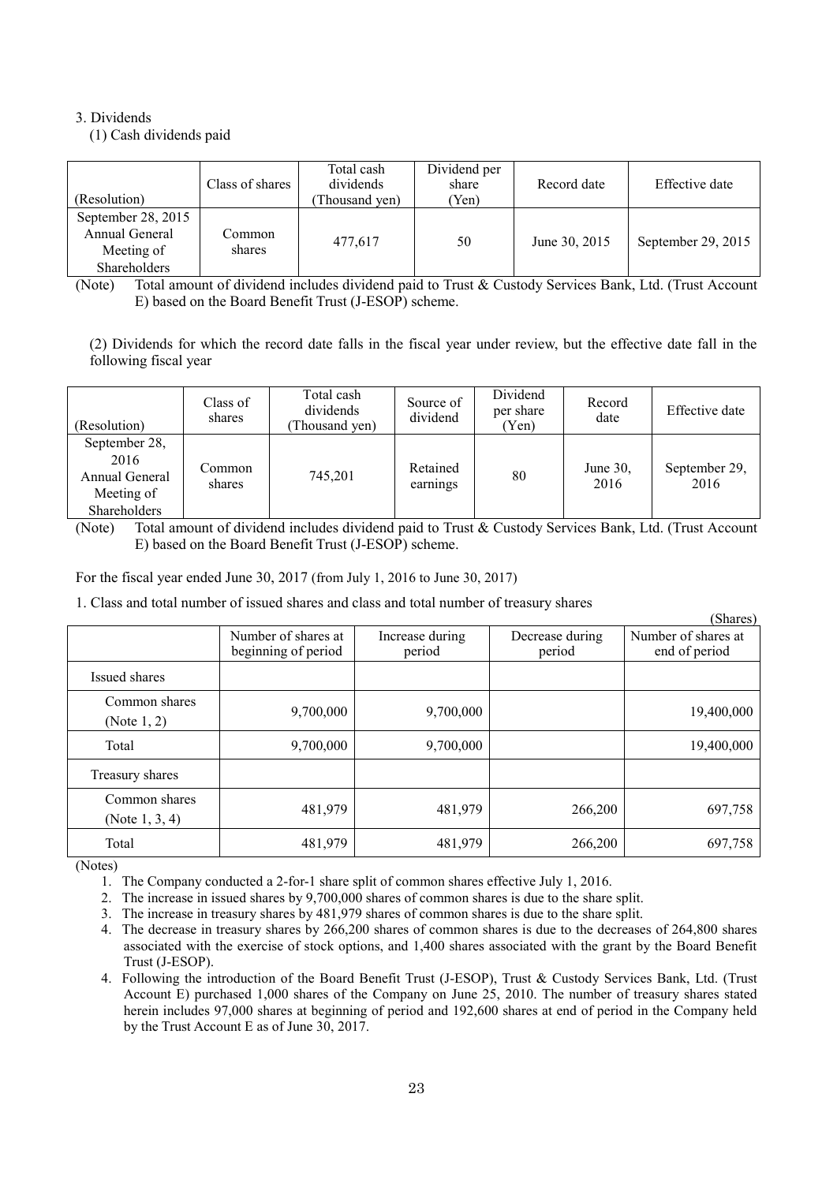3. Dividends

(1) Cash dividends paid

| (Resolution) | Class of shares | Total cash dividends (Thousand yen) | Dividend per share (Yen) | Record date | Effective date |
|---|---|---|---|---|---|
| September 28, 2015 Annual General Meeting of Shareholders | Common shares | 477,617 | 50 | June 30, 2015 | September 29, 2015 |

(Note) Total amount of dividend includes dividend paid to Trust & Custody Services Bank, Ltd. (Trust Account E) based on the Board Benefit Trust (J-ESOP) scheme.

(2) Dividends for which the record date falls in the fiscal year under review, but the effective date fall in the following fiscal year

| (Resolution) | Class of shares | Total cash dividends (Thousand yen) | Source of dividend | Dividend per share (Yen) | Record date | Effective date |
|---|---|---|---|---|---|---|
| September 28, 2016 Annual General Meeting of Shareholders | Common shares | 745,201 | Retained earnings | 80 | June 30, 2016 | September 29, 2016 |

(Note) Total amount of dividend includes dividend paid to Trust & Custody Services Bank, Ltd. (Trust Account E) based on the Board Benefit Trust (J-ESOP) scheme.

For the fiscal year ended June 30, 2017 (from July 1, 2016 to June 30, 2017)

1. Class and total number of issued shares and class and total number of treasury shares

(Shares)

| | Number of shares at beginning of period | Increase during period | Decrease during period | Number of shares at end of period |
|---|---|---|---|---|
| Issued shares | | | | |
| Common shares (Note 1, 2) | 9,700,000 | 9,700,000 | | 19,400,000 |
| Total | 9,700,000 | 9,700,000 | | 19,400,000 |
| Treasury shares | | | | |
| Common shares (Note 1, 3, 4) | 481,979 | 481,979 | 266,200 | 697,758 |
| Total | 481,979 | 481,979 | 266,200 | 697,758 |

(Notes)

1. The Company conducted a 2-for-1 share split of common shares effective July 1, 2016.
2. The increase in issued shares by 9,700,000 shares of common shares is due to the share split.
3. The increase in treasury shares by 481,979 shares of common shares is due to the share split.
4. The decrease in treasury shares by 266,200 shares of common shares is due to the decreases of 264,800 shares associated with the exercise of stock options, and 1,400 shares associated with the grant by the Board Benefit Trust (J-ESOP).
4. Following the introduction of the Board Benefit Trust (J-ESOP), Trust & Custody Services Bank, Ltd. (Trust Account E) purchased 1,000 shares of the Company on June 25, 2010. The number of treasury shares stated herein includes 97,000 shares at beginning of period and 192,600 shares at end of period in the Company held by the Trust Account E as of June 30, 2017.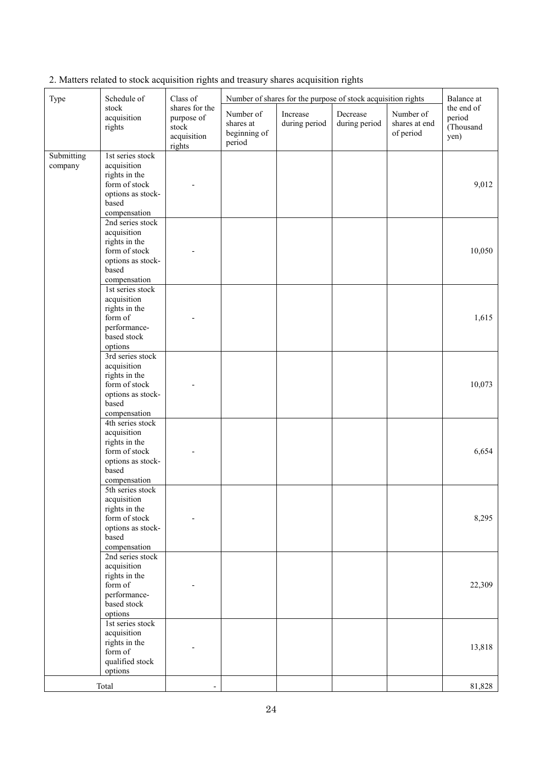2. Matters related to stock acquisition rights and treasury shares acquisition rights

| Type | Schedule of stock acquisition rights | Class of shares for the purpose of stock acquisition rights | Number of shares for the purpose of stock acquisition rights | | | | Balance at the end of period (Thousand yen) |
|---|---|---|---|---|---|---|---|
| | | | Number of shares at beginning of period | Increase during period | Decrease during period | Number of shares at end of period | |
| Submitting company | 1st series stock acquisition rights in the form of stock options as stock-based compensation | - | | | | | 9,012 |
| | 2nd series stock acquisition rights in the form of stock options as stock-based compensation | - | | | | | 10,050 |
| | 1st series stock acquisition rights in the form of performance-based stock options | - | | | | | 1,615 |
| | 3rd series stock acquisition rights in the form of stock options as stock-based compensation | - | | | | | 10,073 |
| | 4th series stock acquisition rights in the form of stock options as stock-based compensation | - | | | | | 6,654 |
| | 5th series stock acquisition rights in the form of stock options as stock-based compensation | - | | | | | 8,295 |
| | 2nd series stock acquisition rights in the form of performance-based stock options | - | | | | | 22,309 |
| | 1st series stock acquisition rights in the form of qualified stock options | - | | | | | 13,818 |
| Total | | - | | | | | 81,828 |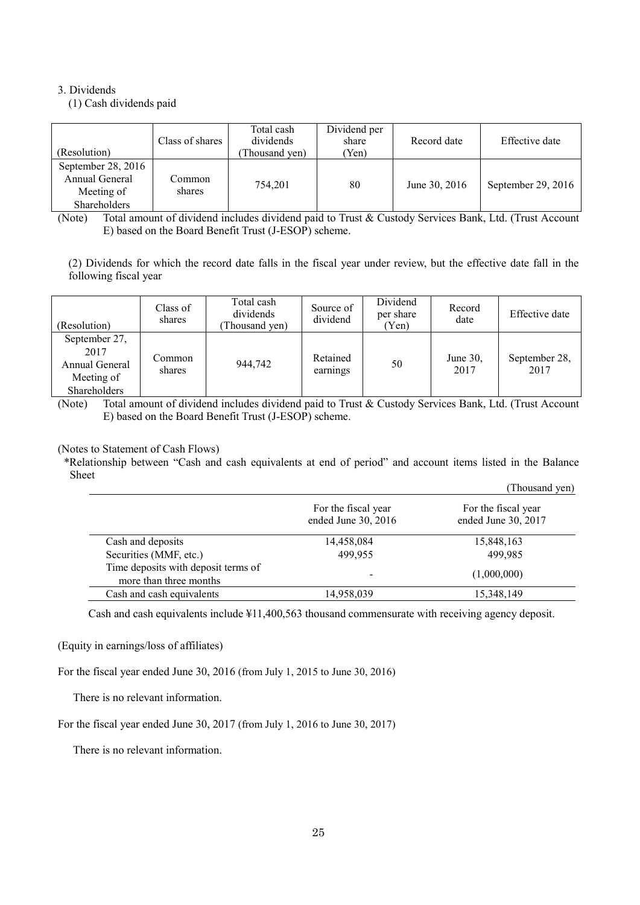3. Dividends

(1) Cash dividends paid

| (Resolution) | Class of shares | Total cash dividends (Thousand yen) | Dividend per share (Yen) | Record date | Effective date |
|---|---|---|---|---|---|
| September 28, 2016 Annual General Meeting of Shareholders | Common shares | 754,201 | 80 | June 30, 2016 | September 29, 2016 |

(Note) Total amount of dividend includes dividend paid to Trust & Custody Services Bank, Ltd. (Trust Account E) based on the Board Benefit Trust (J-ESOP) scheme.

(2) Dividends for which the record date falls in the fiscal year under review, but the effective date fall in the following fiscal year

| (Resolution) | Class of shares | Total cash dividends (Thousand yen) | Source of dividend | Dividend per share (Yen) | Record date | Effective date |
|---|---|---|---|---|---|---|
| September 27, 2017 Annual General Meeting of Shareholders | Common shares | 944,742 | Retained earnings | 50 | June 30, 2017 | September 28, 2017 |

(Note) Total amount of dividend includes dividend paid to Trust & Custody Services Bank, Ltd. (Trust Account E) based on the Board Benefit Trust (J-ESOP) scheme.

(Notes to Statement of Cash Flows)

*Relationship between "Cash and cash equivalents at end of period" and account items listed in the Balance Sheet

(Thousand yen)

| | For the fiscal year ended June 30, 2016 | For the fiscal year ended June 30, 2017 |
|---|---|---|
| Cash and deposits | 14,458,084 | 15,848,163 |
| Securities (MMF, etc.) | 499,955 | 499,985 |
| Time deposits with deposit terms of more than three months | - | (1,000,000) |
| Cash and cash equivalents | 14,958,039 | 15,348,149 |

Cash and cash equivalents include ¥11,400,563 thousand commensurate with receiving agency deposit.

(Equity in earnings/loss of affiliates)

For the fiscal year ended June 30, 2016 (from July 1, 2015 to June 30, 2016)

There is no relevant information.

For the fiscal year ended June 30, 2017 (from July 1, 2016 to June 30, 2017)

There is no relevant information.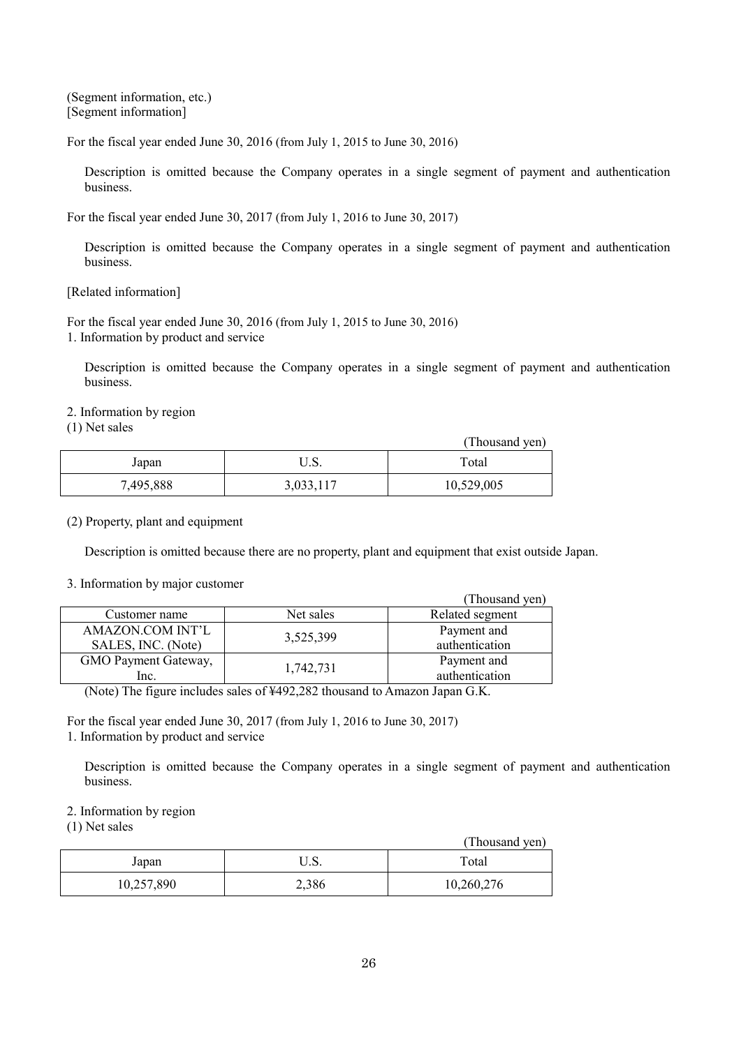(Segment information, etc.)
[Segment information]

For the fiscal year ended June 30, 2016 (from July 1, 2015 to June 30, 2016)

Description is omitted because the Company operates in a single segment of payment and authentication business.

For the fiscal year ended June 30, 2017 (from July 1, 2016 to June 30, 2017)

Description is omitted because the Company operates in a single segment of payment and authentication business.

[Related information]

For the fiscal year ended June 30, 2016 (from July 1, 2015 to June 30, 2016)
1. Information by product and service

Description is omitted because the Company operates in a single segment of payment and authentication business.

2. Information by region
(1) Net sales

(Thousand yen)

| Japan | U.S. | Total |
|---|---|---|
| 7,495,888 | 3,033,117 | 10,529,005 |

(2) Property, plant and equipment

Description is omitted because there are no property, plant and equipment that exist outside Japan.

3. Information by major customer

(Thousand yen)

| Customer name | Net sales | Related segment |
|---|---|---|
| AMAZON.COM INT'L SALES, INC. (Note) | 3,525,399 | Payment and authentication |
| GMO Payment Gateway, Inc. | 1,742,731 | Payment and authentication |

(Note) The figure includes sales of ¥492,282 thousand to Amazon Japan G.K.

For the fiscal year ended June 30, 2017 (from July 1, 2016 to June 30, 2017)
1. Information by product and service

Description is omitted because the Company operates in a single segment of payment and authentication business.

2. Information by region
(1) Net sales

(Thousand yen)

| Japan | U.S. | Total |
|---|---|---|
| 10,257,890 | 2,386 | 10,260,276 |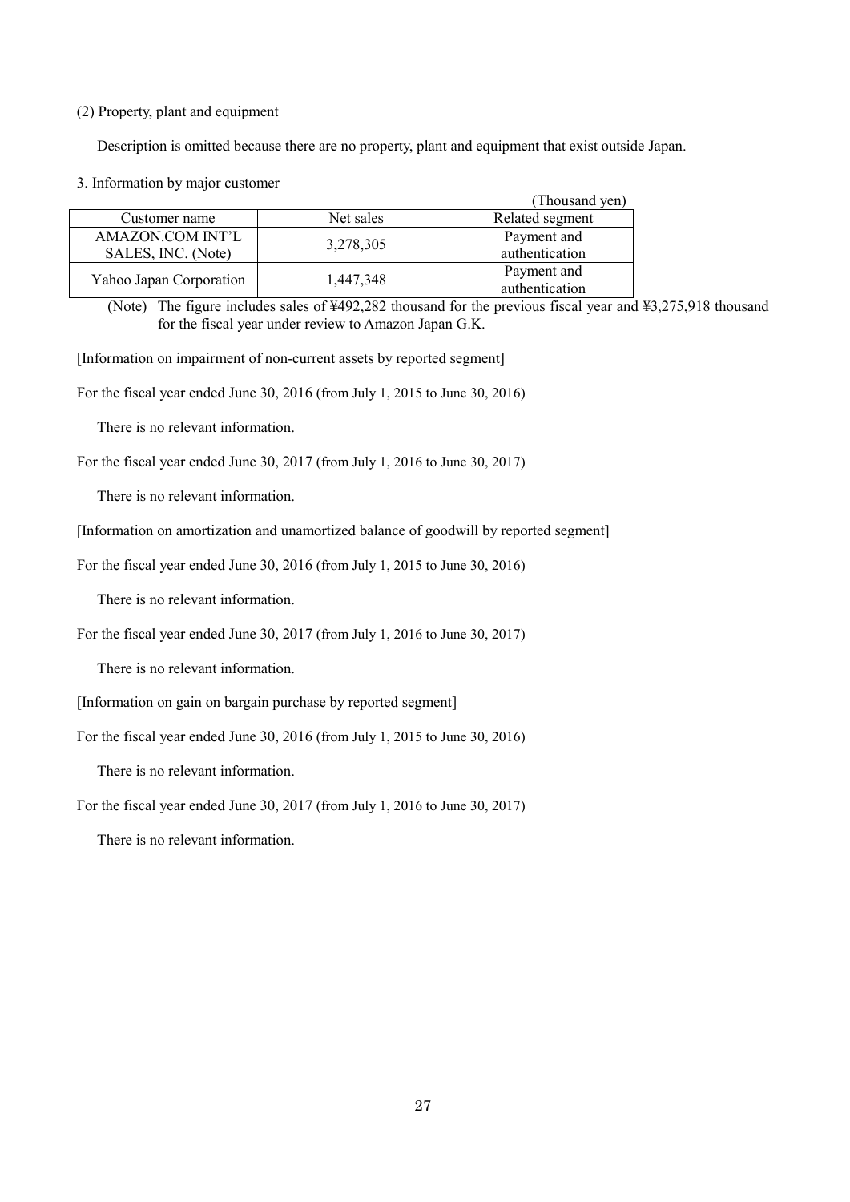(2) Property, plant and equipment

Description is omitted because there are no property, plant and equipment that exist outside Japan.

3. Information by major customer

(Thousand yen)

| Customer name | Net sales | Related segment |
|---|---|---|
| AMAZON.COM INT'L SALES, INC. (Note) | 3,278,305 | Payment and authentication |
| Yahoo Japan Corporation | 1,447,348 | Payment and authentication |

(Note) The figure includes sales of ¥492,282 thousand for the previous fiscal year and ¥3,275,918 thousand for the fiscal year under review to Amazon Japan G.K.

[Information on impairment of non-current assets by reported segment]

For the fiscal year ended June 30, 2016 (from July 1, 2015 to June 30, 2016)

There is no relevant information.

For the fiscal year ended June 30, 2017 (from July 1, 2016 to June 30, 2017)

There is no relevant information.

[Information on amortization and unamortized balance of goodwill by reported segment]

For the fiscal year ended June 30, 2016 (from July 1, 2015 to June 30, 2016)

There is no relevant information.

For the fiscal year ended June 30, 2017 (from July 1, 2016 to June 30, 2017)

There is no relevant information.

[Information on gain on bargain purchase by reported segment]

For the fiscal year ended June 30, 2016 (from July 1, 2015 to June 30, 2016)

There is no relevant information.

For the fiscal year ended June 30, 2017 (from July 1, 2016 to June 30, 2017)

There is no relevant information.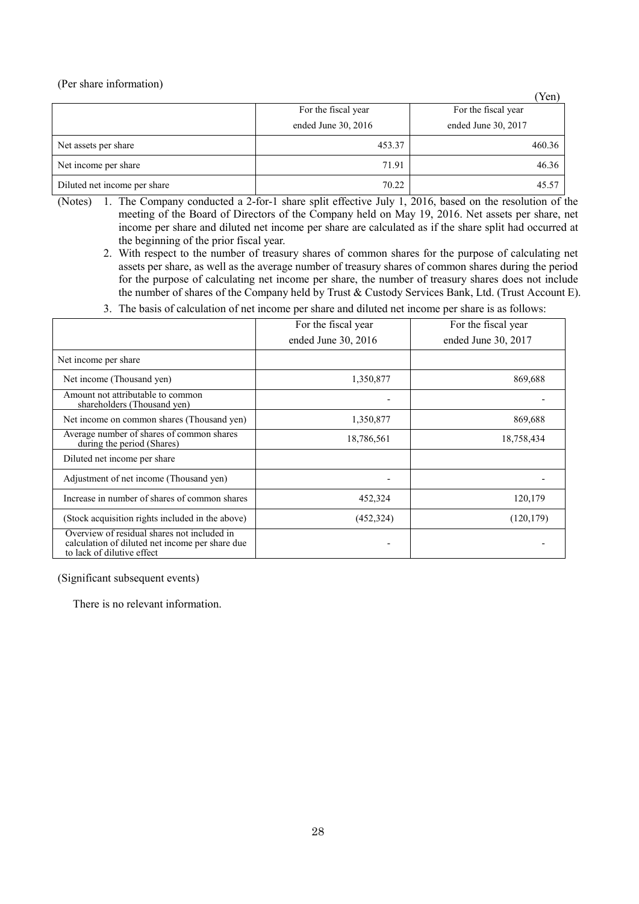(Per share information)

(Yen)

| | For the fiscal year ended June 30, 2016 | For the fiscal year ended June 30, 2017 |
|---|---|---|
| Net assets per share | 453.37 | 460.36 |
| Net income per share | 71.91 | 46.36 |
| Diluted net income per share | 70.22 | 45.57 |

(Notes) 1. The Company conducted a 2-for-1 share split effective July 1, 2016, based on the resolution of the meeting of the Board of Directors of the Company held on May 19, 2016. Net assets per share, net income per share and diluted net income per share are calculated as if the share split had occurred at the beginning of the prior fiscal year.

2. With respect to the number of treasury shares of common shares for the purpose of calculating net assets per share, as well as the average number of treasury shares of common shares during the period for the purpose of calculating net income per share, the number of treasury shares does not include the number of shares of the Company held by Trust & Custody Services Bank, Ltd. (Trust Account E).

3. The basis of calculation of net income per share and diluted net income per share is as follows:

| | For the fiscal year ended June 30, 2016 | For the fiscal year ended June 30, 2017 |
|---|---|---|
| Net income per share | | |
| Net income (Thousand yen) | 1,350,877 | 869,688 |
| Amount not attributable to common shareholders (Thousand yen) | - | - |
| Net income on common shares (Thousand yen) | 1,350,877 | 869,688 |
| Average number of shares of common shares during the period (Shares) | 18,786,561 | 18,758,434 |
| Diluted net income per share | | |
| Adjustment of net income (Thousand yen) | - | - |
| Increase in number of shares of common shares | 452,324 | 120,179 |
| (Stock acquisition rights included in the above) | (452,324) | (120,179) |
| Overview of residual shares not included in calculation of diluted net income per share due to lack of dilutive effect | - | - |

(Significant subsequent events)

There is no relevant information.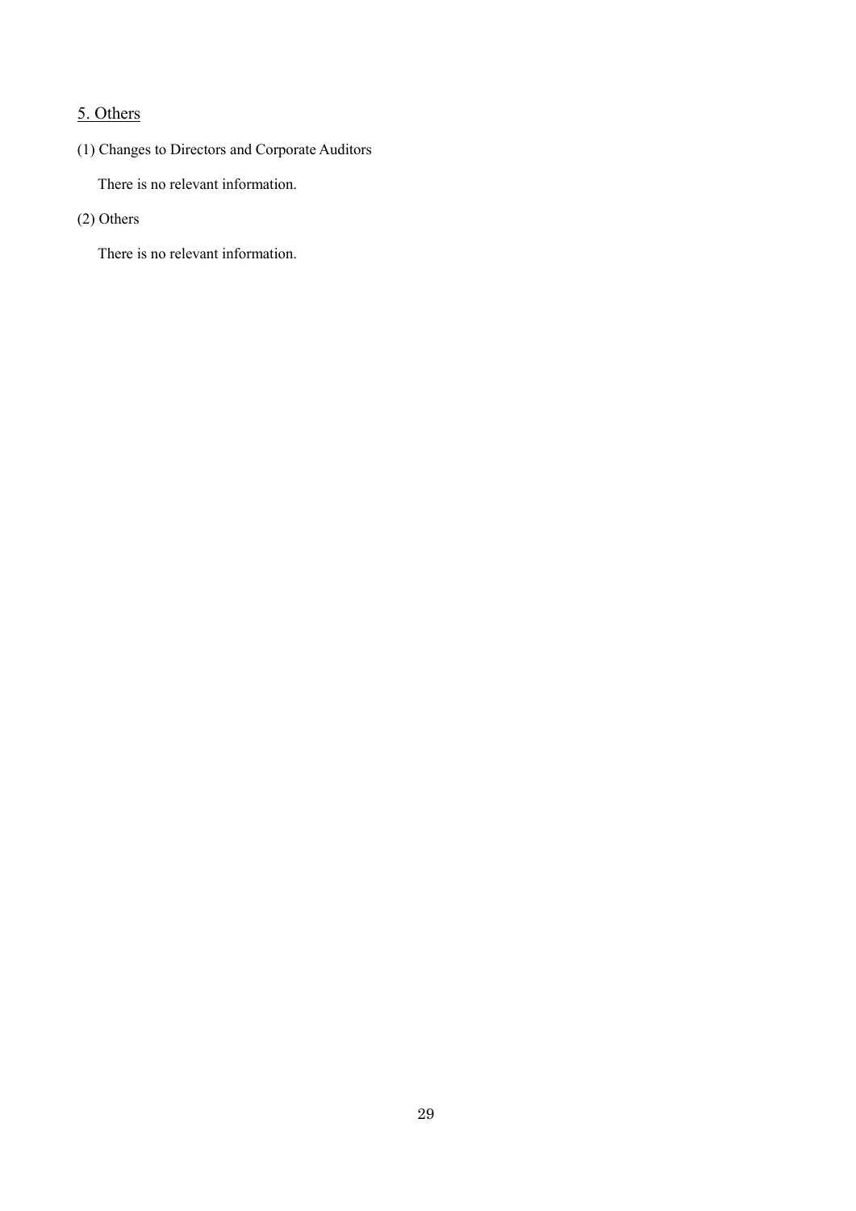## 5. Others

(1) Changes to Directors and Corporate Auditors

There is no relevant information.

(2) Others

There is no relevant information.